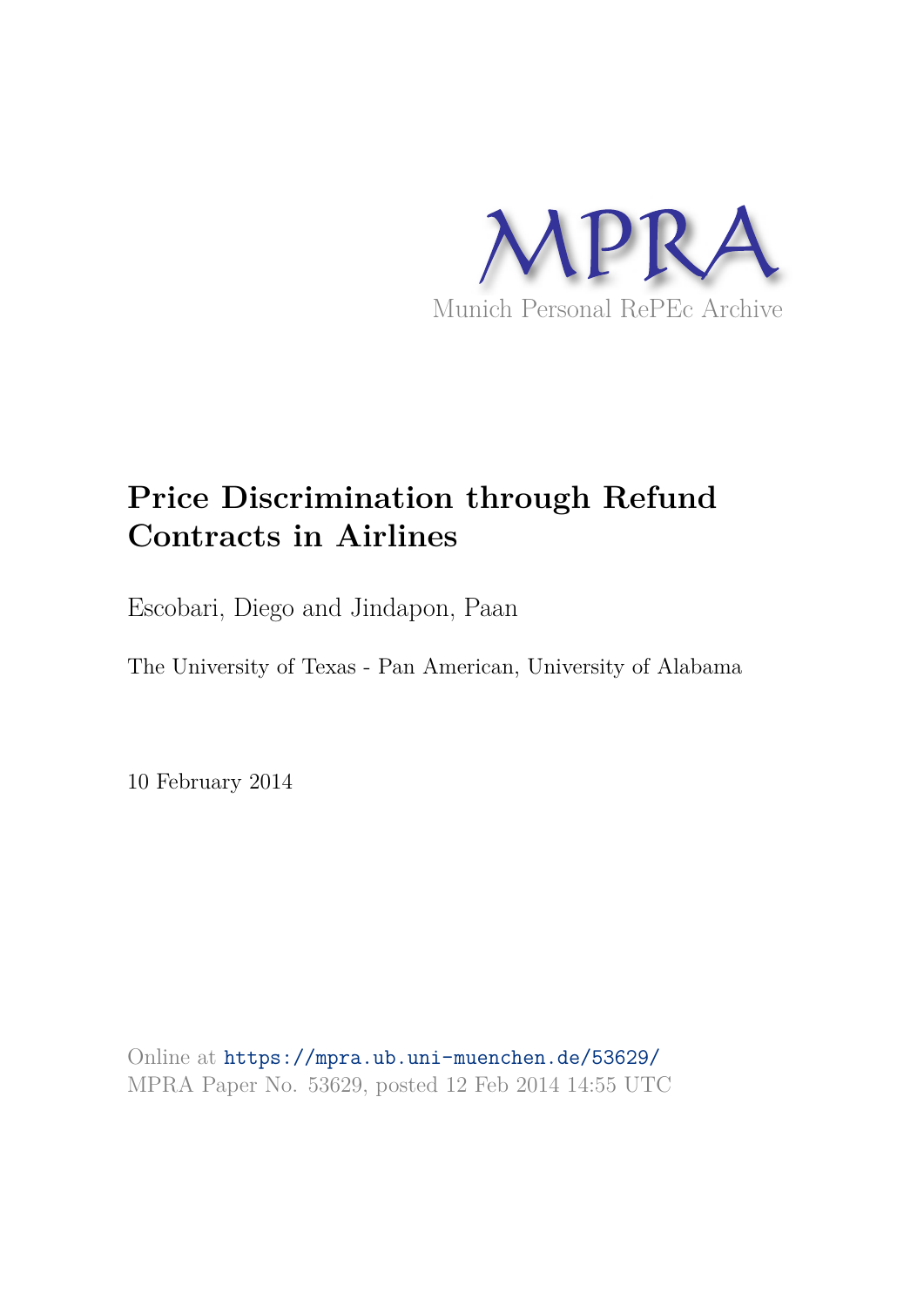MPRA

Munich Personal RePEc Archive

# Price Discrimination through Refund Contracts in Airlines

Escobari, Diego and Jindapon, Paan

The University of Texas - Pan American, University of Alabama

10 February 2014

Online at https://mpra.ub.uni-muenchen.de/53629/
MPRA Paper No. 53629, posted 12 Feb 2014 14:55 UTC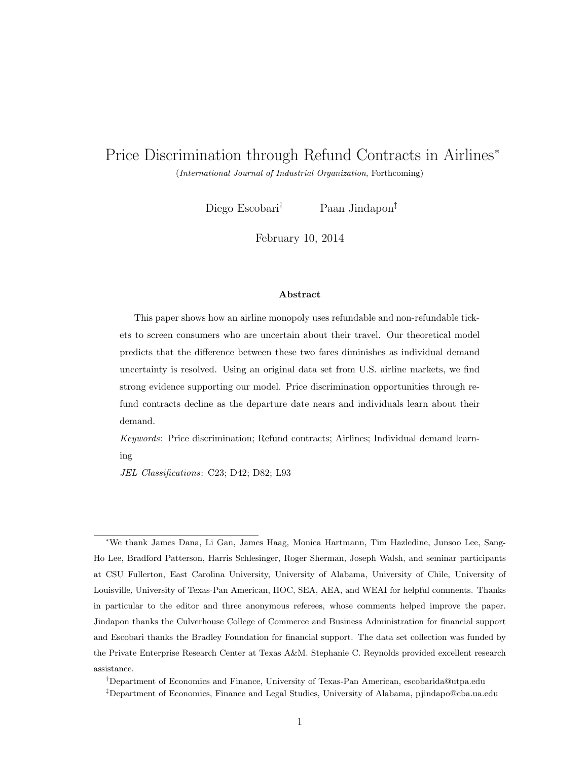# Price Discrimination through Refund Contracts in Airlines[*]

(*International Journal of Industrial Organization*, Forthcoming)

Diego Escobari[†] Paan Jindapon[‡]

February 10, 2014

### Abstract

This paper shows how an airline monopoly uses refundable and non-refundable tickets to screen consumers who are uncertain about their travel. Our theoretical model predicts that the difference between these two fares diminishes as individual demand uncertainty is resolved. Using an original data set from U.S. airline markets, we find strong evidence supporting our model. Price discrimination opportunities through refund contracts decline as the departure date nears and individuals learn about their demand.

*Keywords*: Price discrimination; Refund contracts; Airlines; Individual demand learning

*JEL Classifications*: C23; D42; D82; L93

---

[*] We thank James Dana, Li Gan, James Haag, Monica Hartmann, Tim Hazledine, Junsoo Lee, Sang-Ho Lee, Bradford Patterson, Harris Schlesinger, Roger Sherman, Joseph Walsh, and seminar participants at CSU Fullerton, East Carolina University, University of Alabama, University of Chile, University of Louisville, University of Texas-Pan American, IIOC, SEA, AEA, and WEAI for helpful comments. Thanks in particular to the editor and three anonymous referees, whose comments helped improve the paper. Jindapon thanks the Culverhouse College of Commerce and Business Administration for financial support and Escobari thanks the Bradley Foundation for financial support. The data set collection was funded by the Private Enterprise Research Center at Texas A&M. Stephanie C. Reynolds provided excellent research assistance.

[†] Department of Economics and Finance, University of Texas-Pan American, escobarida@utpa.edu

[‡] Department of Economics, Finance and Legal Studies, University of Alabama, pjindapo@cba.ua.edu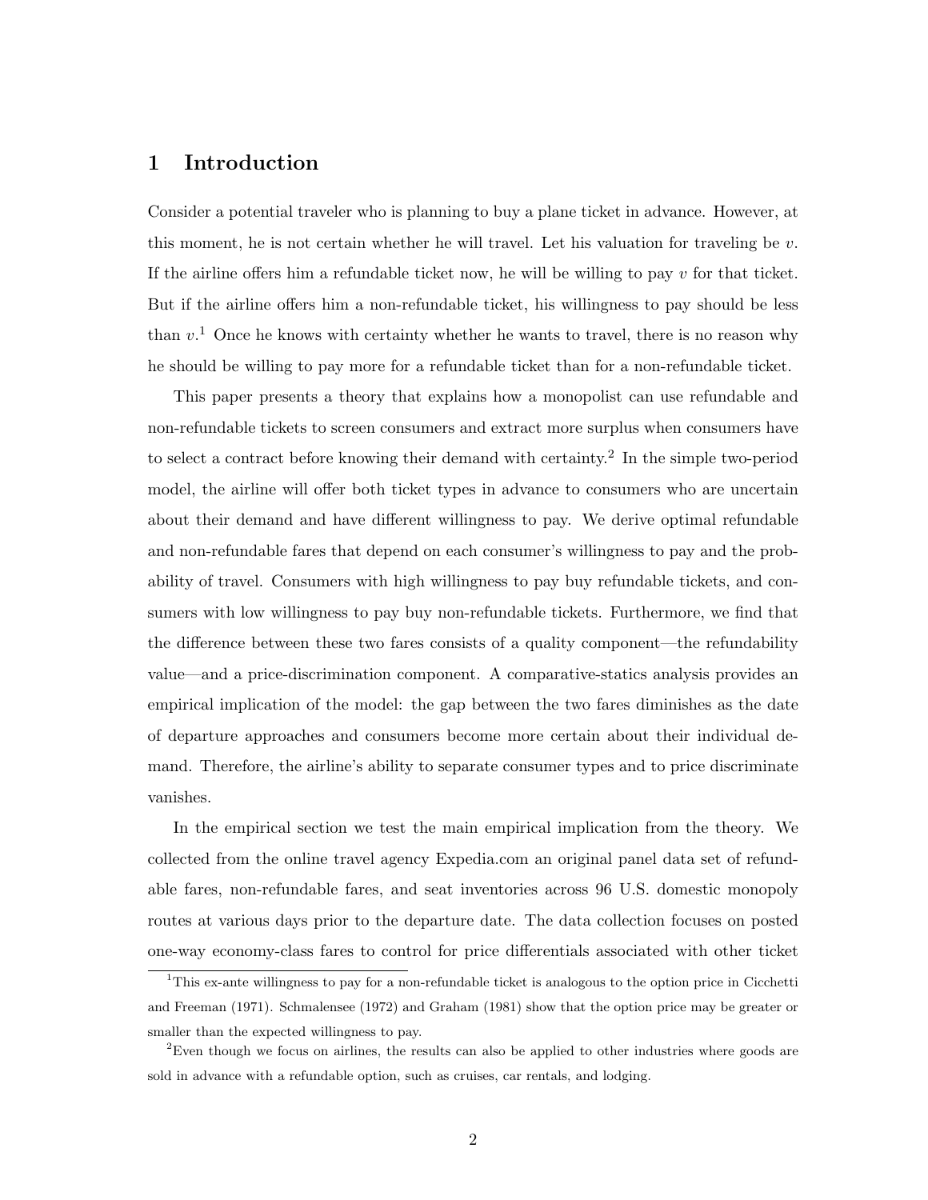# 1 Introduction

Consider a potential traveler who is planning to buy a plane ticket in advance. However, at this moment, he is not certain whether he will travel. Let his valuation for traveling be $v$. If the airline offers him a refundable ticket now, he will be willing to pay $v$ for that ticket. But if the airline offers him a non-refundable ticket, his willingness to pay should be less than $v$.[1] Once he knows with certainty whether he wants to travel, there is no reason why he should be willing to pay more for a refundable ticket than for a non-refundable ticket.

This paper presents a theory that explains how a monopolist can use refundable and non-refundable tickets to screen consumers and extract more surplus when consumers have to select a contract before knowing their demand with certainty.[2] In the simple two-period model, the airline will offer both ticket types in advance to consumers who are uncertain about their demand and have different willingness to pay. We derive optimal refundable and non-refundable fares that depend on each consumer's willingness to pay and the probability of travel. Consumers with high willingness to pay buy refundable tickets, and consumers with low willingness to pay buy non-refundable tickets. Furthermore, we find that the difference between these two fares consists of a quality component—the refundability value—and a price-discrimination component. A comparative-statics analysis provides an empirical implication of the model: the gap between the two fares diminishes as the date of departure approaches and consumers become more certain about their individual demand. Therefore, the airline's ability to separate consumer types and to price discriminate vanishes.

In the empirical section we test the main empirical implication from the theory. We collected from the online travel agency Expedia.com an original panel data set of refundable fares, non-refundable fares, and seat inventories across 96 U.S. domestic monopoly routes at various days prior to the departure date. The data collection focuses on posted one-way economy-class fares to control for price differentials associated with other ticket

[1] This ex-ante willingness to pay for a non-refundable ticket is analogous to the option price in Cicchetti and Freeman (1971). Schmalensee (1972) and Graham (1981) show that the option price may be greater or smaller than the expected willingness to pay.

[2] Even though we focus on airlines, the results can also be applied to other industries where goods are sold in advance with a refundable option, such as cruises, car rentals, and lodging.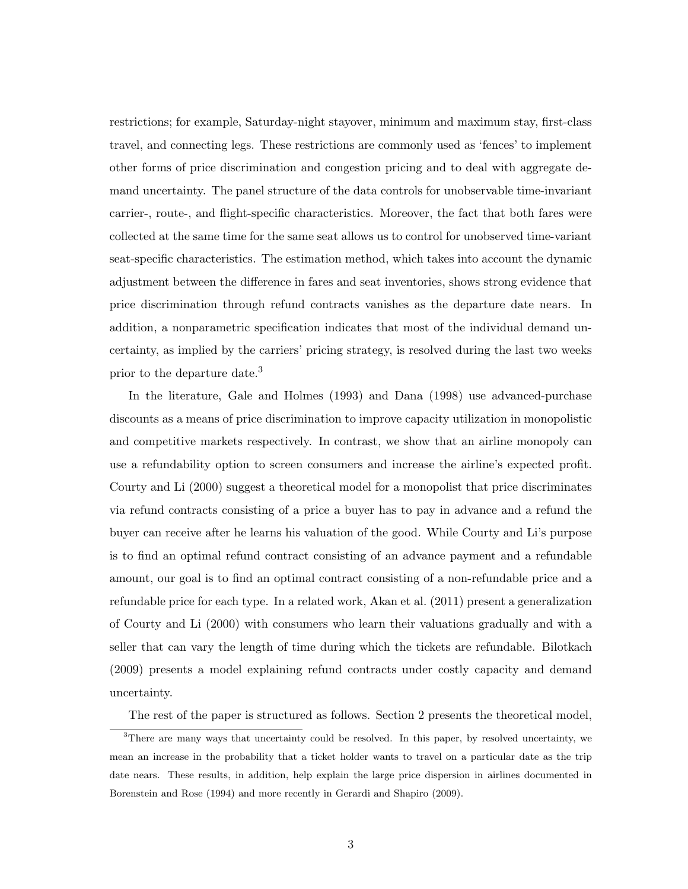restrictions; for example, Saturday-night stayover, minimum and maximum stay, first-class travel, and connecting legs. These restrictions are commonly used as 'fences' to implement other forms of price discrimination and congestion pricing and to deal with aggregate demand uncertainty. The panel structure of the data controls for unobservable time-invariant carrier-, route-, and flight-specific characteristics. Moreover, the fact that both fares were collected at the same time for the same seat allows us to control for unobserved time-variant seat-specific characteristics. The estimation method, which takes into account the dynamic adjustment between the difference in fares and seat inventories, shows strong evidence that price discrimination through refund contracts vanishes as the departure date nears. In addition, a nonparametric specification indicates that most of the individual demand uncertainty, as implied by the carriers' pricing strategy, is resolved during the last two weeks prior to the departure date.[3]

In the literature, Gale and Holmes (1993) and Dana (1998) use advanced-purchase discounts as a means of price discrimination to improve capacity utilization in monopolistic and competitive markets respectively. In contrast, we show that an airline monopoly can use a refundability option to screen consumers and increase the airline's expected profit. Courty and Li (2000) suggest a theoretical model for a monopolist that price discriminates via refund contracts consisting of a price a buyer has to pay in advance and a refund the buyer can receive after he learns his valuation of the good. While Courty and Li's purpose is to find an optimal refund contract consisting of an advance payment and a refundable amount, our goal is to find an optimal contract consisting of a non-refundable price and a refundable price for each type. In a related work, Akan et al. (2011) present a generalization of Courty and Li (2000) with consumers who learn their valuations gradually and with a seller that can vary the length of time during which the tickets are refundable. Bilotkach (2009) presents a model explaining refund contracts under costly capacity and demand uncertainty.

The rest of the paper is structured as follows. Section 2 presents the theoretical model,

[3]There are many ways that uncertainty could be resolved. In this paper, by resolved uncertainty, we mean an increase in the probability that a ticket holder wants to travel on a particular date as the trip date nears. These results, in addition, help explain the large price dispersion in airlines documented in Borenstein and Rose (1994) and more recently in Gerardi and Shapiro (2009).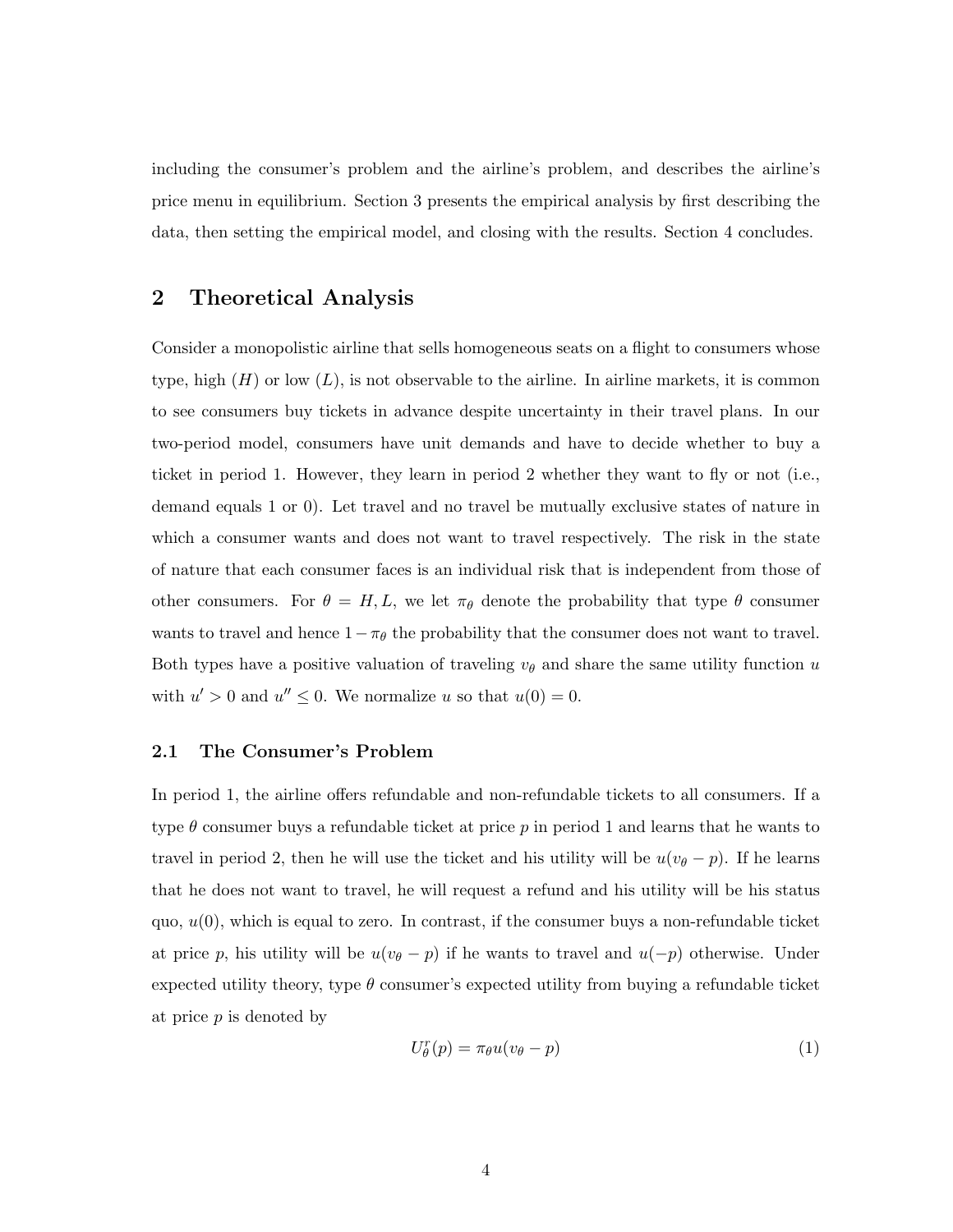including the consumer's problem and the airline's problem, and describes the airline's price menu in equilibrium. Section 3 presents the empirical analysis by first describing the data, then setting the empirical model, and closing with the results. Section 4 concludes.

## 2 Theoretical Analysis

Consider a monopolistic airline that sells homogeneous seats on a flight to consumers whose type, high ($H$) or low ($L$), is not observable to the airline. In airline markets, it is common to see consumers buy tickets in advance despite uncertainty in their travel plans. In our two-period model, consumers have unit demands and have to decide whether to buy a ticket in period 1. However, they learn in period 2 whether they want to fly or not (i.e., demand equals 1 or 0). Let travel and no travel be mutually exclusive states of nature in which a consumer wants and does not want to travel respectively. The risk in the state of nature that each consumer faces is an individual risk that is independent from those of other consumers. For $\theta = H, L$, we let $\pi_\theta$ denote the probability that type $\theta$ consumer wants to travel and hence $1 - \pi_\theta$ the probability that the consumer does not want to travel. Both types have a positive valuation of traveling $v_\theta$ and share the same utility function $u$ with $u' > 0$ and $u'' \leq 0$. We normalize $u$ so that $u(0) = 0$.

### 2.1 The Consumer's Problem

In period 1, the airline offers refundable and non-refundable tickets to all consumers. If a type $\theta$ consumer buys a refundable ticket at price $p$ in period 1 and learns that he wants to travel in period 2, then he will use the ticket and his utility will be $u(v_\theta - p)$. If he learns that he does not want to travel, he will request a refund and his utility will be his status quo, $u(0)$, which is equal to zero. In contrast, if the consumer buys a non-refundable ticket at price $p$, his utility will be $u(v_\theta - p)$ if he wants to travel and $u(-p)$ otherwise. Under expected utility theory, type $\theta$ consumer's expected utility from buying a refundable ticket at price $p$ is denoted by

$$U_\theta^r(p) = \pi_\theta u(v_\theta - p) \tag{1}$$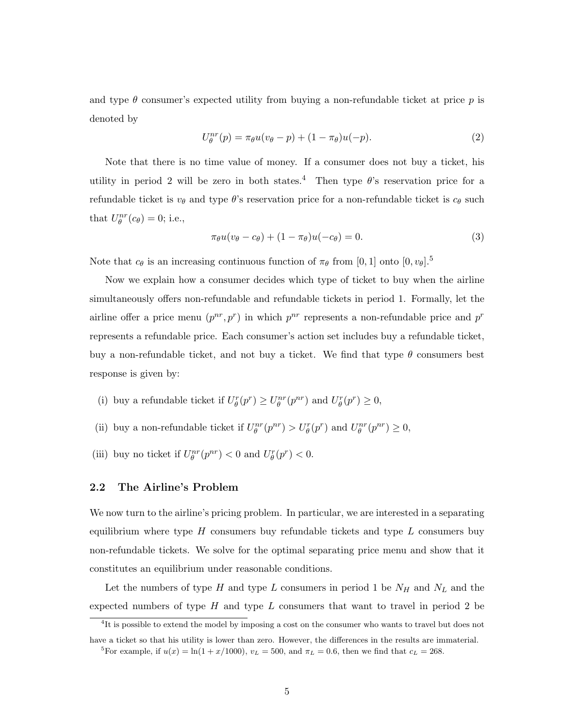and type $\theta$ consumer's expected utility from buying a non-refundable ticket at price $p$ is denoted by

$$U_\theta^{nr}(p) = \pi_\theta u(v_\theta - p) + (1 - \pi_\theta)u(-p). \tag{2}$$

Note that there is no time value of money. If a consumer does not buy a ticket, his utility in period 2 will be zero in both states.[4] Then type $\theta$'s reservation price for a refundable ticket is $v_\theta$ and type $\theta$'s reservation price for a non-refundable ticket is $c_\theta$ such that $U_\theta^{nr}(c_\theta) = 0$; i.e.,

$$\pi_\theta u(v_\theta - c_\theta) + (1 - \pi_\theta)u(-c_\theta) = 0. \tag{3}$$

Note that $c_\theta$ is an increasing continuous function of $\pi_\theta$ from $[0, 1]$ onto $[0, v_\theta]$.[5]

Now we explain how a consumer decides which type of ticket to buy when the airline simultaneously offers non-refundable and refundable tickets in period 1. Formally, let the airline offer a price menu $(p^{nr}, p^r)$ in which $p^{nr}$ represents a non-refundable price and $p^r$ represents a refundable price. Each consumer's action set includes buy a refundable ticket, buy a non-refundable ticket, and not buy a ticket. We find that type $\theta$ consumers best response is given by:

(i) buy a refundable ticket if $U_\theta^r(p^r) \geq U_\theta^{nr}(p^{nr})$ and $U_\theta^r(p^r) \geq 0$,

(ii) buy a non-refundable ticket if $U_\theta^{nr}(p^{nr}) > U_\theta^r(p^r)$ and $U_\theta^{nr}(p^{nr}) \geq 0$,

(iii) buy no ticket if $U_\theta^{nr}(p^{nr}) < 0$ and $U_\theta^r(p^r) < 0$.

## 2.2 The Airline's Problem

We now turn to the airline's pricing problem. In particular, we are interested in a separating equilibrium where type $H$ consumers buy refundable tickets and type $L$ consumers buy non-refundable tickets. We solve for the optimal separating price menu and show that it constitutes an equilibrium under reasonable conditions.

Let the numbers of type $H$ and type $L$ consumers in period 1 be $N_H$ and $N_L$ and the expected numbers of type $H$ and type $L$ consumers that want to travel in period 2 be

---

[4]It is possible to extend the model by imposing a cost on the consumer who wants to travel but does not have a ticket so that his utility is lower than zero. However, the differences in the results are immaterial.

[5]For example, if $u(x) = \ln(1 + x/1000)$, $v_L = 500$, and $\pi_L = 0.6$, then we find that $c_L = 268$.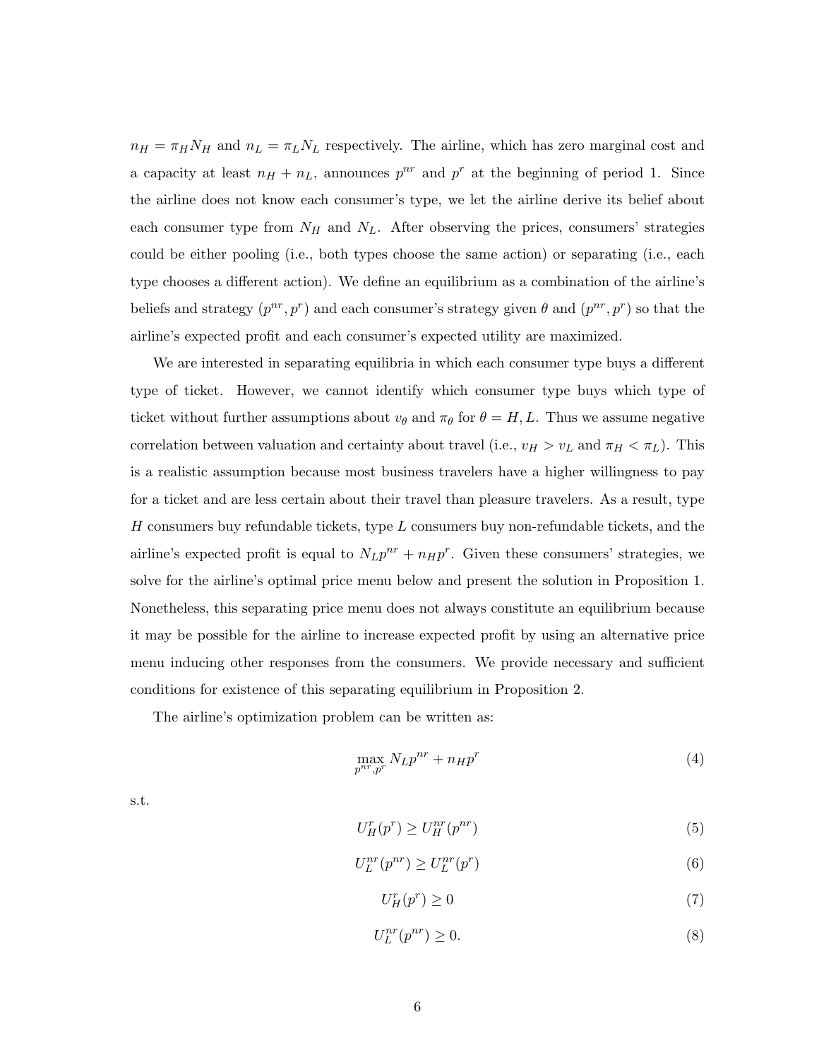$n_H = \pi_H N_H$ and $n_L = \pi_L N_L$ respectively. The airline, which has zero marginal cost and a capacity at least $n_H + n_L$, announces $p^{nr}$ and $p^r$ at the beginning of period 1. Since the airline does not know each consumer's type, we let the airline derive its belief about each consumer type from $N_H$ and $N_L$. After observing the prices, consumers' strategies could be either pooling (i.e., both types choose the same action) or separating (i.e., each type chooses a different action). We define an equilibrium as a combination of the airline's beliefs and strategy $(p^{nr}, p^r)$ and each consumer's strategy given $\theta$ and $(p^{nr}, p^r)$ so that the airline's expected profit and each consumer's expected utility are maximized.

We are interested in separating equilibria in which each consumer type buys a different type of ticket. However, we cannot identify which consumer type buys which type of ticket without further assumptions about $v_\theta$ and $\pi_\theta$ for $\theta = H, L$. Thus we assume negative correlation between valuation and certainty about travel (i.e., $v_H > v_L$ and $\pi_H < \pi_L$). This is a realistic assumption because most business travelers have a higher willingness to pay for a ticket and are less certain about their travel than pleasure travelers. As a result, type $H$ consumers buy refundable tickets, type $L$ consumers buy non-refundable tickets, and the airline's expected profit is equal to $N_L p^{nr} + n_H p^r$. Given these consumers' strategies, we solve for the airline's optimal price menu below and present the solution in Proposition 1. Nonetheless, this separating price menu does not always constitute an equilibrium because it may be possible for the airline to increase expected profit by using an alternative price menu inducing other responses from the consumers. We provide necessary and sufficient conditions for existence of this separating equilibrium in Proposition 2.

The airline's optimization problem can be written as:

$$\max_{p^{nr}, p^r} N_L p^{nr} + n_H p^r \tag{4}$$

s.t.

$$U_H^r(p^r) \geq U_H^{nr}(p^{nr}) \tag{5}$$

$$U_L^{nr}(p^{nr}) \geq U_L^{nr}(p^r) \tag{6}$$

$$U_H^r(p^r) \geq 0 \tag{7}$$

$$U_L^{nr}(p^{nr}) \geq 0. \tag{8}$$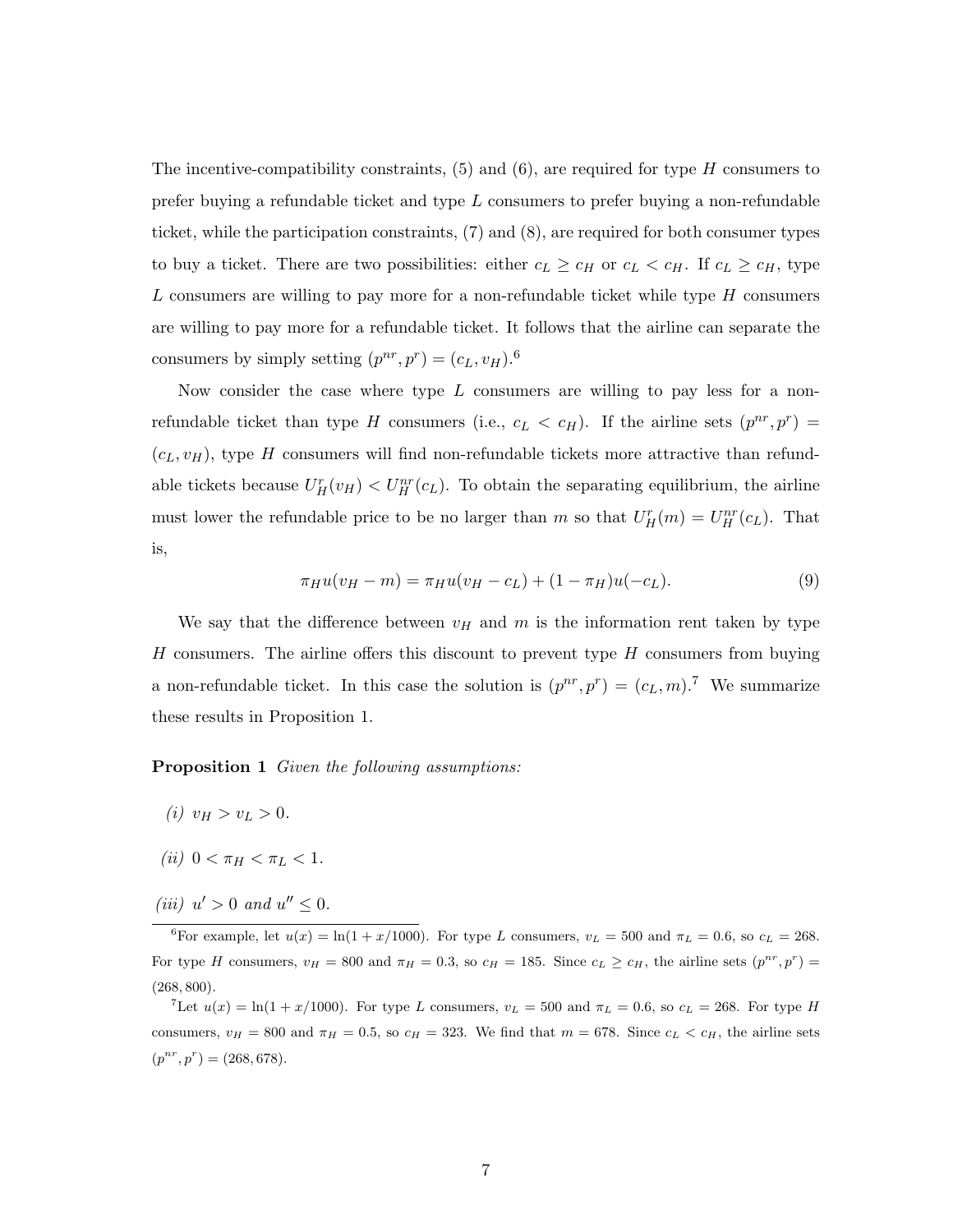The incentive-compatibility constraints, (5) and (6), are required for type $H$ consumers to prefer buying a refundable ticket and type $L$ consumers to prefer buying a non-refundable ticket, while the participation constraints, (7) and (8), are required for both consumer types to buy a ticket. There are two possibilities: either $c_L \geq c_H$ or $c_L < c_H$. If $c_L \geq c_H$, type $L$ consumers are willing to pay more for a non-refundable ticket while type $H$ consumers are willing to pay more for a refundable ticket. It follows that the airline can separate the consumers by simply setting $(p^{nr}, p^r) = (c_L, v_H)$.[6]

Now consider the case where type $L$ consumers are willing to pay less for a non-refundable ticket than type $H$ consumers (i.e., $c_L < c_H$). If the airline sets $(p^{nr}, p^r) = (c_L, v_H)$, type $H$ consumers will find non-refundable tickets more attractive than refundable tickets because $U_H^r(v_H) < U_H^{nr}(c_L)$. To obtain the separating equilibrium, the airline must lower the refundable price to be no larger than $m$ so that $U_H^r(m) = U_H^{nr}(c_L)$. That is,

$$\pi_H u(v_H - m) = \pi_H u(v_H - c_L) + (1 - \pi_H) u(-c_L). \tag{9}$$

We say that the difference between $v_H$ and $m$ is the information rent taken by type $H$ consumers. The airline offers this discount to prevent type $H$ consumers from buying a non-refundable ticket. In this case the solution is $(p^{nr}, p^r) = (c_L, m)$.[7] We summarize these results in Proposition 1.

**Proposition 1** *Given the following assumptions:*

*(i)* $v_H > v_L > 0$.

*(ii)* $0 < \pi_H < \pi_L < 1$.

*(iii)* $u' > 0$ *and* $u'' \leq 0$.

---

[6]For example, let $u(x) = \ln(1 + x/1000)$. For type $L$ consumers, $v_L = 500$ and $\pi_L = 0.6$, so $c_L = 268$. For type $H$ consumers, $v_H = 800$ and $\pi_H = 0.3$, so $c_H = 185$. Since $c_L \geq c_H$, the airline sets $(p^{nr}, p^r) = (268, 800)$.

[7]Let $u(x) = \ln(1 + x/1000)$. For type $L$ consumers, $v_L = 500$ and $\pi_L = 0.6$, so $c_L = 268$. For type $H$ consumers, $v_H = 800$ and $\pi_H = 0.5$, so $c_H = 323$. We find that $m = 678$. Since $c_L < c_H$, the airline sets $(p^{nr}, p^r) = (268, 678)$.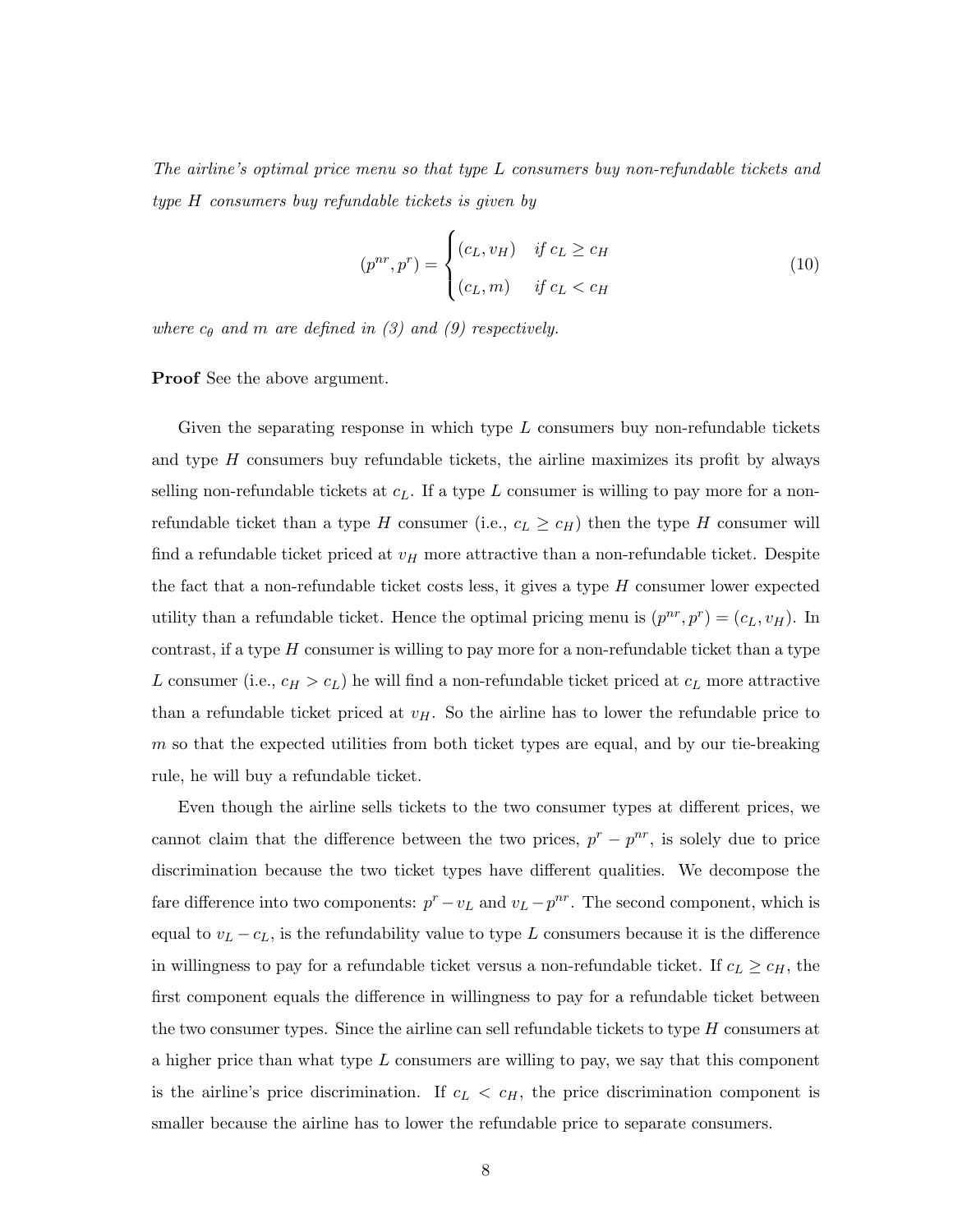*The airline's optimal price menu so that type $L$ consumers buy non-refundable tickets and type $H$ consumers buy refundable tickets is given by*

$$(p^{nr}, p^r) = \begin{cases} (c_L, v_H) & \text{if } c_L \geq c_H \\ (c_L, m) & \text{if } c_L < c_H \end{cases} \tag{10}$$

*where $c_\theta$ and $m$ are defined in (3) and (9) respectively.*

**Proof** See the above argument.

Given the separating response in which type $L$ consumers buy non-refundable tickets and type $H$ consumers buy refundable tickets, the airline maximizes its profit by always selling non-refundable tickets at $c_L$. If a type $L$ consumer is willing to pay more for a non-refundable ticket than a type $H$ consumer (i.e., $c_L \geq c_H$) then the type $H$ consumer will find a refundable ticket priced at $v_H$ more attractive than a non-refundable ticket. Despite the fact that a non-refundable ticket costs less, it gives a type $H$ consumer lower expected utility than a refundable ticket. Hence the optimal pricing menu is $(p^{nr}, p^r) = (c_L, v_H)$. In contrast, if a type $H$ consumer is willing to pay more for a non-refundable ticket than a type $L$ consumer (i.e., $c_H > c_L$) he will find a non-refundable ticket priced at $c_L$ more attractive than a refundable ticket priced at $v_H$. So the airline has to lower the refundable price to $m$ so that the expected utilities from both ticket types are equal, and by our tie-breaking rule, he will buy a refundable ticket.

Even though the airline sells tickets to the two consumer types at different prices, we cannot claim that the difference between the two prices, $p^r - p^{nr}$, is solely due to price discrimination because the two ticket types have different qualities. We decompose the fare difference into two components: $p^r - v_L$ and $v_L - p^{nr}$. The second component, which is equal to $v_L - c_L$, is the refundability value to type $L$ consumers because it is the difference in willingness to pay for a refundable ticket versus a non-refundable ticket. If $c_L \geq c_H$, the first component equals the difference in willingness to pay for a refundable ticket between the two consumer types. Since the airline can sell refundable tickets to type $H$ consumers at a higher price than what type $L$ consumers are willing to pay, we say that this component is the airline's price discrimination. If $c_L < c_H$, the price discrimination component is smaller because the airline has to lower the refundable price to separate consumers.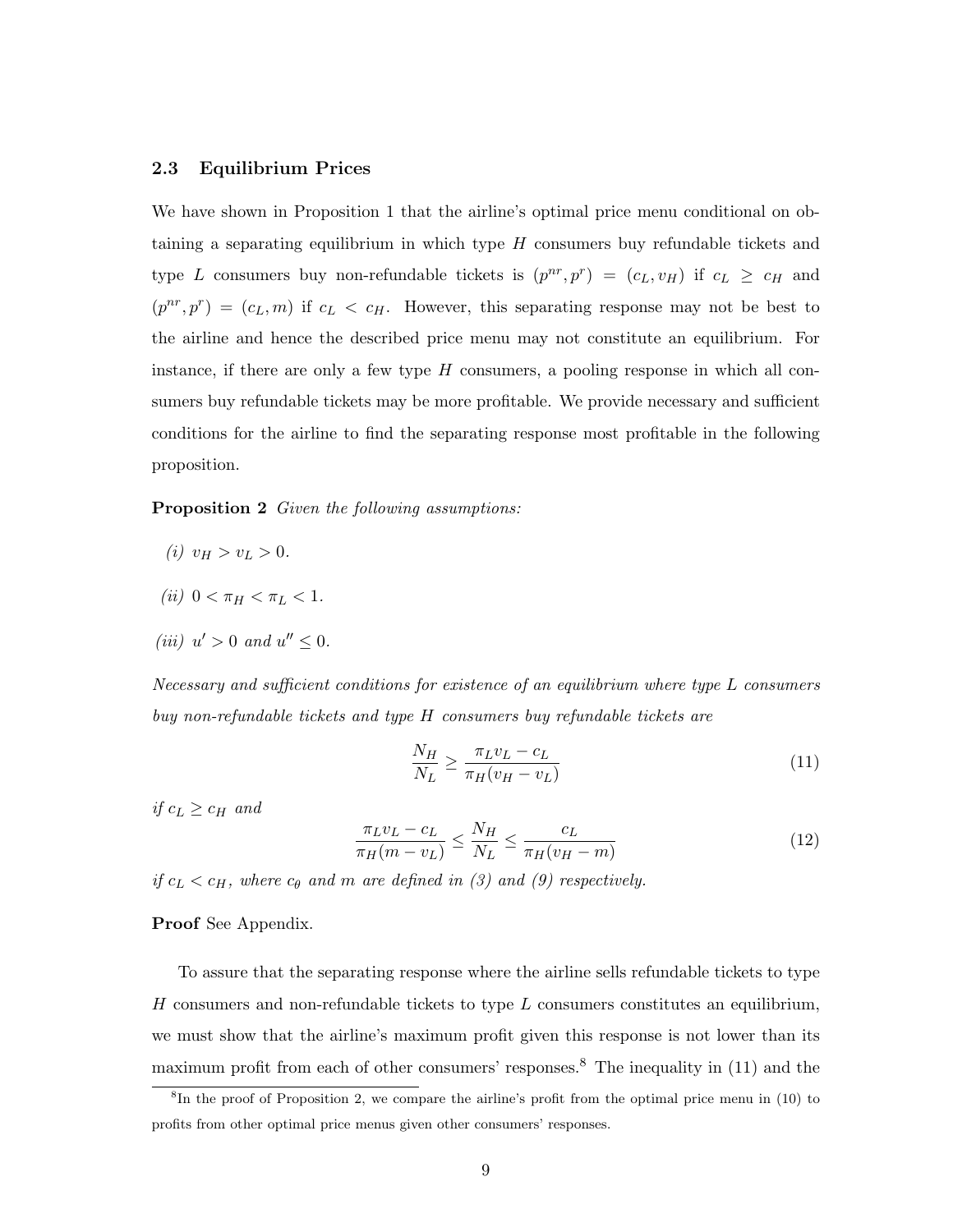### 2.3 Equilibrium Prices

We have shown in Proposition 1 that the airline's optimal price menu conditional on obtaining a separating equilibrium in which type $H$ consumers buy refundable tickets and type $L$ consumers buy non-refundable tickets is $(p^{nr}, p^r) = (c_L, v_H)$ if $c_L \geq c_H$ and $(p^{nr}, p^r) = (c_L, m)$ if $c_L < c_H$. However, this separating response may not be best to the airline and hence the described price menu may not constitute an equilibrium. For instance, if there are only a few type $H$ consumers, a pooling response in which all consumers buy refundable tickets may be more profitable. We provide necessary and sufficient conditions for the airline to find the separating response most profitable in the following proposition.

**Proposition 2** *Given the following assumptions:*

*(i)* $v_H > v_L > 0$.

*(ii)* $0 < \pi_H < \pi_L < 1$.

*(iii)* $u' > 0$ *and* $u'' \leq 0$.

*Necessary and sufficient conditions for existence of an equilibrium where type L consumers buy non-refundable tickets and type H consumers buy refundable tickets are*

$$\frac{N_H}{N_L} \geq \frac{\pi_L v_L - c_L}{\pi_H(v_H - v_L)} \tag{11}$$

*if* $c_L \geq c_H$ *and*

$$\frac{\pi_L v_L - c_L}{\pi_H(m - v_L)} \leq \frac{N_H}{N_L} \leq \frac{c_L}{\pi_H(v_H - m)} \tag{12}$$

*if* $c_L < c_H$, *where* $c_\theta$ *and* $m$ *are defined in (3) and (9) respectively.*

**Proof** See Appendix.

To assure that the separating response where the airline sells refundable tickets to type $H$ consumers and non-refundable tickets to type $L$ consumers constitutes an equilibrium, we must show that the airline's maximum profit given this response is not lower than its maximum profit from each of other consumers' responses.[8] The inequality in (11) and the

[8] In the proof of Proposition 2, we compare the airline's profit from the optimal price menu in (10) to profits from other optimal price menus given other consumers' responses.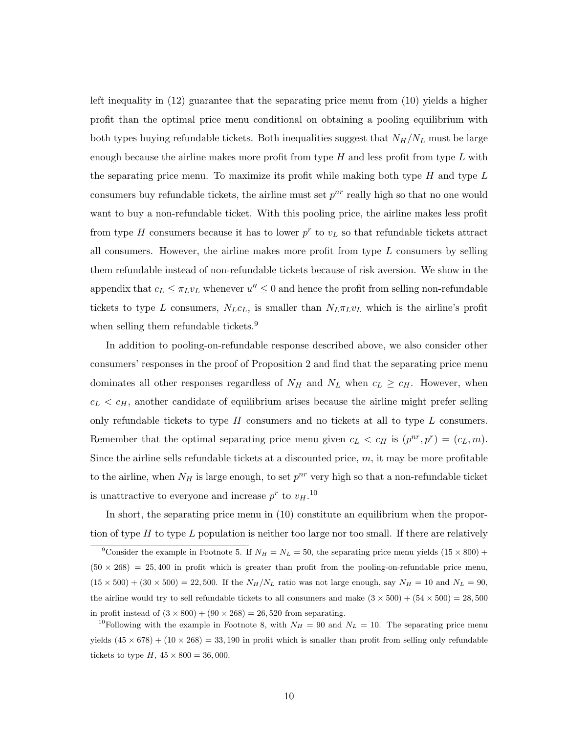left inequality in (12) guarantee that the separating price menu from (10) yields a higher profit than the optimal price menu conditional on obtaining a pooling equilibrium with both types buying refundable tickets. Both inequalities suggest that $N_H/N_L$ must be large enough because the airline makes more profit from type $H$ and less profit from type $L$ with the separating price menu. To maximize its profit while making both type $H$ and type $L$ consumers buy refundable tickets, the airline must set $p^{nr}$ really high so that no one would want to buy a non-refundable ticket. With this pooling price, the airline makes less profit from type $H$ consumers because it has to lower $p^r$ to $v_L$ so that refundable tickets attract all consumers. However, the airline makes more profit from type $L$ consumers by selling them refundable instead of non-refundable tickets because of risk aversion. We show in the appendix that $c_L \leq \pi_L v_L$ whenever $u'' \leq 0$ and hence the profit from selling non-refundable tickets to type $L$ consumers, $N_L c_L$, is smaller than $N_L \pi_L v_L$ which is the airline's profit when selling them refundable tickets.[9]

In addition to pooling-on-refundable response described above, we also consider other consumers' responses in the proof of Proposition 2 and find that the separating price menu dominates all other responses regardless of $N_H$ and $N_L$ when $c_L \geq c_H$. However, when $c_L < c_H$, another candidate of equilibrium arises because the airline might prefer selling only refundable tickets to type $H$ consumers and no tickets at all to type $L$ consumers. Remember that the optimal separating price menu given $c_L < c_H$ is $(p^{nr}, p^r) = (c_L, m)$. Since the airline sells refundable tickets at a discounted price, $m$, it may be more profitable to the airline, when $N_H$ is large enough, to set $p^{nr}$ very high so that a non-refundable ticket is unattractive to everyone and increase $p^r$ to $v_H$.[10]

In short, the separating price menu in (10) constitute an equilibrium when the proportion of type $H$ to type $L$ population is neither too large nor too small. If there are relatively

[9] Consider the example in Footnote 5. If $N_H = N_L = 50$, the separating price menu yields $(15 \times 800) + (50 \times 268) = 25,400$ in profit which is greater than profit from the pooling-on-refundable price menu, $(15 \times 500) + (30 \times 500) = 22,500$. If the $N_H/N_L$ ratio was not large enough, say $N_H = 10$ and $N_L = 90$, the airline would try to sell refundable tickets to all consumers and make $(3 \times 500) + (54 \times 500) = 28,500$ in profit instead of $(3 \times 800) + (90 \times 268) = 26,520$ from separating.

[10] Following with the example in Footnote 8, with $N_H = 90$ and $N_L = 10$. The separating price menu yields $(45 \times 678) + (10 \times 268) = 33,190$ in profit which is smaller than profit from selling only refundable tickets to type $H$, $45 \times 800 = 36,000$.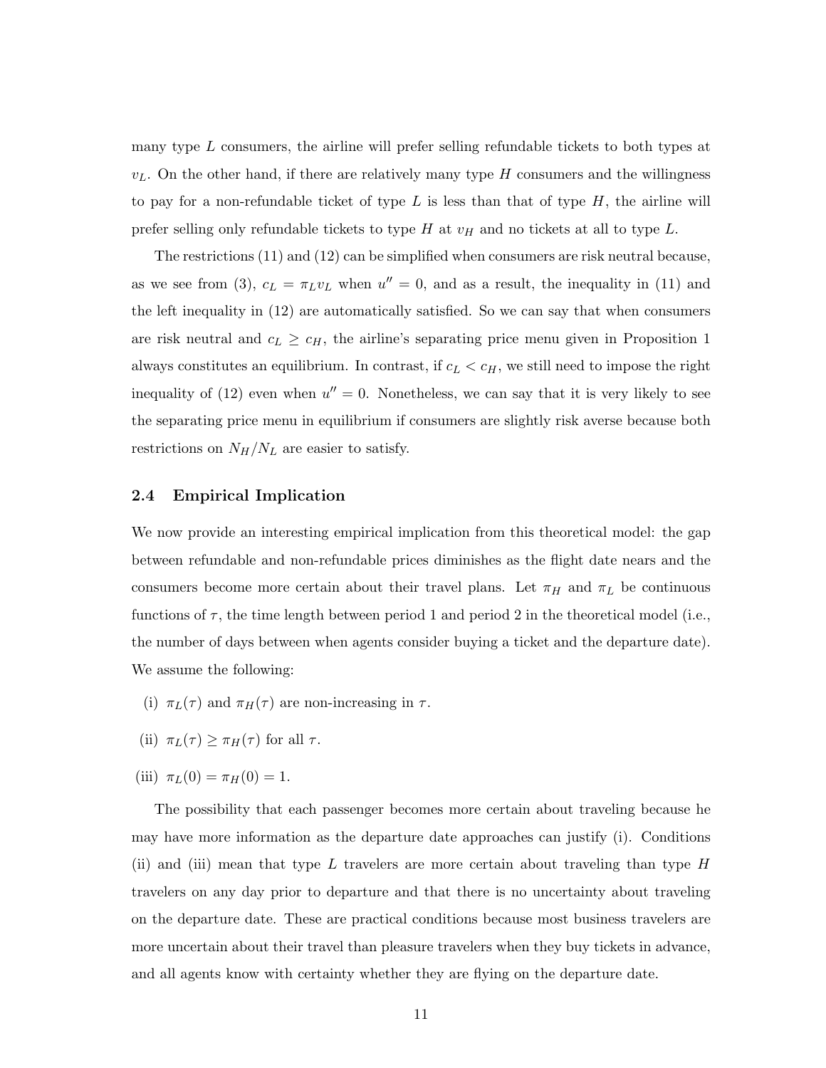many type $L$ consumers, the airline will prefer selling refundable tickets to both types at $v_L$. On the other hand, if there are relatively many type $H$ consumers and the willingness to pay for a non-refundable ticket of type $L$ is less than that of type $H$, the airline will prefer selling only refundable tickets to type $H$ at $v_H$ and no tickets at all to type $L$.

The restrictions (11) and (12) can be simplified when consumers are risk neutral because, as we see from (3), $c_L = \pi_L v_L$ when $u'' = 0$, and as a result, the inequality in (11) and the left inequality in (12) are automatically satisfied. So we can say that when consumers are risk neutral and $c_L \geq c_H$, the airline's separating price menu given in Proposition 1 always constitutes an equilibrium. In contrast, if $c_L < c_H$, we still need to impose the right inequality of (12) even when $u'' = 0$. Nonetheless, we can say that it is very likely to see the separating price menu in equilibrium if consumers are slightly risk averse because both restrictions on $N_H/N_L$ are easier to satisfy.

### 2.4 Empirical Implication

We now provide an interesting empirical implication from this theoretical model: the gap between refundable and non-refundable prices diminishes as the flight date nears and the consumers become more certain about their travel plans. Let $\pi_H$ and $\pi_L$ be continuous functions of $\tau$, the time length between period 1 and period 2 in the theoretical model (i.e., the number of days between when agents consider buying a ticket and the departure date). We assume the following:

(i) $\pi_L(\tau)$ and $\pi_H(\tau)$ are non-increasing in $\tau$.

(ii) $\pi_L(\tau) \geq \pi_H(\tau)$ for all $\tau$.

(iii) $\pi_L(0) = \pi_H(0) = 1$.

The possibility that each passenger becomes more certain about traveling because he may have more information as the departure date approaches can justify (i). Conditions (ii) and (iii) mean that type $L$ travelers are more certain about traveling than type $H$ travelers on any day prior to departure and that there is no uncertainty about traveling on the departure date. These are practical conditions because most business travelers are more uncertain about their travel than pleasure travelers when they buy tickets in advance, and all agents know with certainty whether they are flying on the departure date.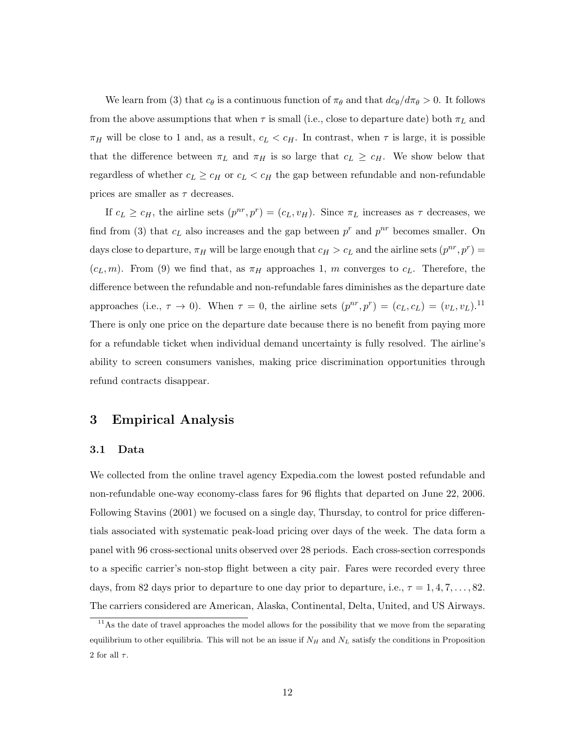We learn from (3) that $c_\theta$ is a continuous function of $\pi_\theta$ and that $dc_\theta/d\pi_\theta > 0$. It follows from the above assumptions that when $\tau$ is small (i.e., close to departure date) both $\pi_L$ and $\pi_H$ will be close to 1 and, as a result, $c_L < c_H$. In contrast, when $\tau$ is large, it is possible that the difference between $\pi_L$ and $\pi_H$ is so large that $c_L \geq c_H$. We show below that regardless of whether $c_L \geq c_H$ or $c_L < c_H$ the gap between refundable and non-refundable prices are smaller as $\tau$ decreases.

If $c_L \geq c_H$, the airline sets $(p^{nr}, p^r) = (c_L, v_H)$. Since $\pi_L$ increases as $\tau$ decreases, we find from (3) that $c_L$ also increases and the gap between $p^r$ and $p^{nr}$ becomes smaller. On days close to departure, $\pi_H$ will be large enough that $c_H > c_L$ and the airline sets $(p^{nr}, p^r) = (c_L, m)$. From (9) we find that, as $\pi_H$ approaches 1, $m$ converges to $c_L$. Therefore, the difference between the refundable and non-refundable fares diminishes as the departure date approaches (i.e., $\tau \to 0$). When $\tau = 0$, the airline sets $(p^{nr}, p^r) = (c_L, c_L) = (v_L, v_L)$.[11] There is only one price on the departure date because there is no benefit from paying more for a refundable ticket when individual demand uncertainty is fully resolved. The airline's ability to screen consumers vanishes, making price discrimination opportunities through refund contracts disappear.

# 3 Empirical Analysis

## 3.1 Data

We collected from the online travel agency Expedia.com the lowest posted refundable and non-refundable one-way economy-class fares for 96 flights that departed on June 22, 2006. Following Stavins (2001) we focused on a single day, Thursday, to control for price differentials associated with systematic peak-load pricing over days of the week. The data form a panel with 96 cross-sectional units observed over 28 periods. Each cross-section corresponds to a specific carrier's non-stop flight between a city pair. Fares were recorded every three days, from 82 days prior to departure to one day prior to departure, i.e., $\tau = 1, 4, 7, \ldots, 82$. The carriers considered are American, Alaska, Continental, Delta, United, and US Airways.

[11] As the date of travel approaches the model allows for the possibility that we move from the separating equilibrium to other equilibria. This will not be an issue if $N_H$ and $N_L$ satisfy the conditions in Proposition 2 for all $\tau$.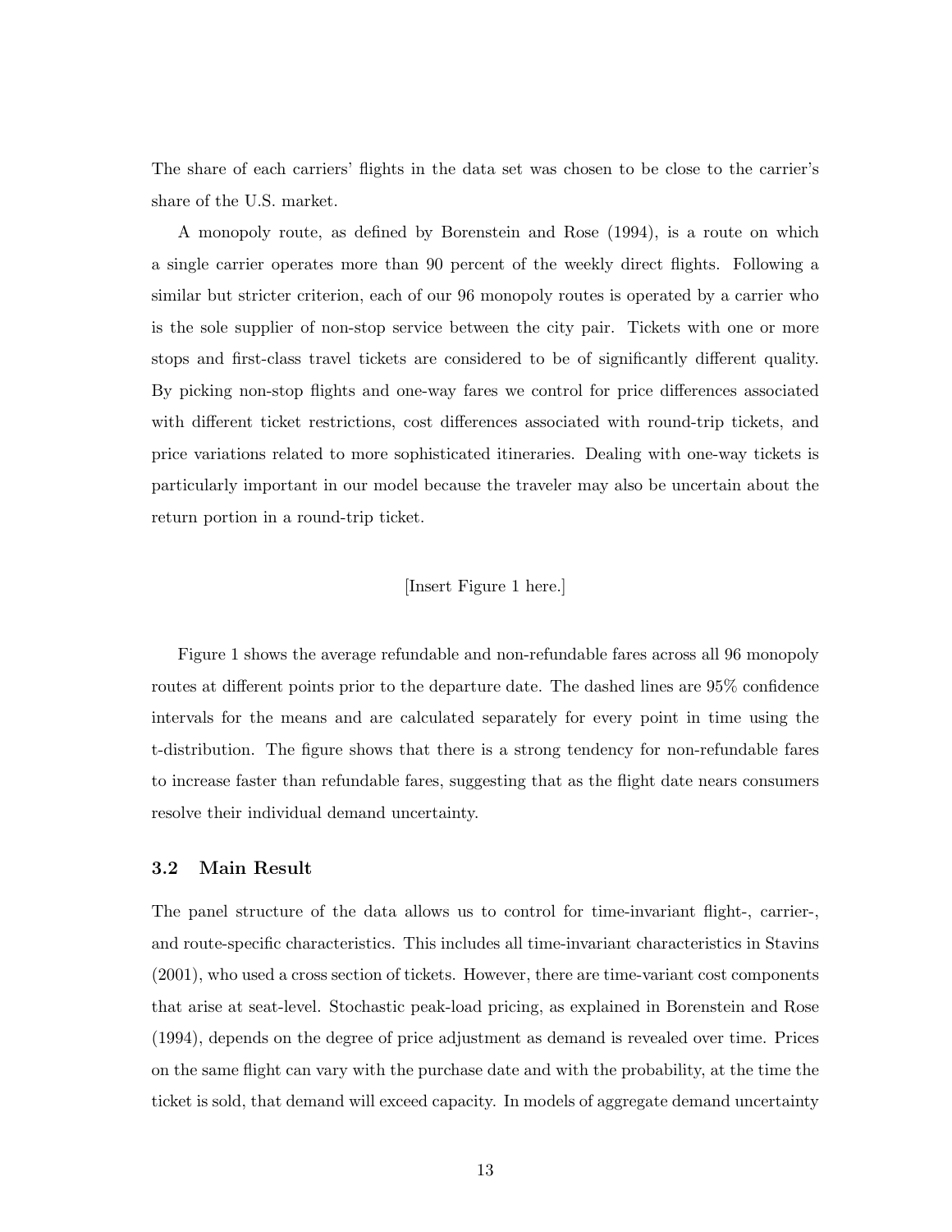The share of each carriers' flights in the data set was chosen to be close to the carrier's share of the U.S. market.

A monopoly route, as defined by Borenstein and Rose (1994), is a route on which a single carrier operates more than 90 percent of the weekly direct flights. Following a similar but stricter criterion, each of our 96 monopoly routes is operated by a carrier who is the sole supplier of non-stop service between the city pair. Tickets with one or more stops and first-class travel tickets are considered to be of significantly different quality. By picking non-stop flights and one-way fares we control for price differences associated with different ticket restrictions, cost differences associated with round-trip tickets, and price variations related to more sophisticated itineraries. Dealing with one-way tickets is particularly important in our model because the traveler may also be uncertain about the return portion in a round-trip ticket.

[Insert Figure 1 here.]

Figure 1 shows the average refundable and non-refundable fares across all 96 monopoly routes at different points prior to the departure date. The dashed lines are 95% confidence intervals for the means and are calculated separately for every point in time using the t-distribution. The figure shows that there is a strong tendency for non-refundable fares to increase faster than refundable fares, suggesting that as the flight date nears consumers resolve their individual demand uncertainty.

### 3.2 Main Result

The panel structure of the data allows us to control for time-invariant flight-, carrier-, and route-specific characteristics. This includes all time-invariant characteristics in Stavins (2001), who used a cross section of tickets. However, there are time-variant cost components that arise at seat-level. Stochastic peak-load pricing, as explained in Borenstein and Rose (1994), depends on the degree of price adjustment as demand is revealed over time. Prices on the same flight can vary with the purchase date and with the probability, at the time the ticket is sold, that demand will exceed capacity. In models of aggregate demand uncertainty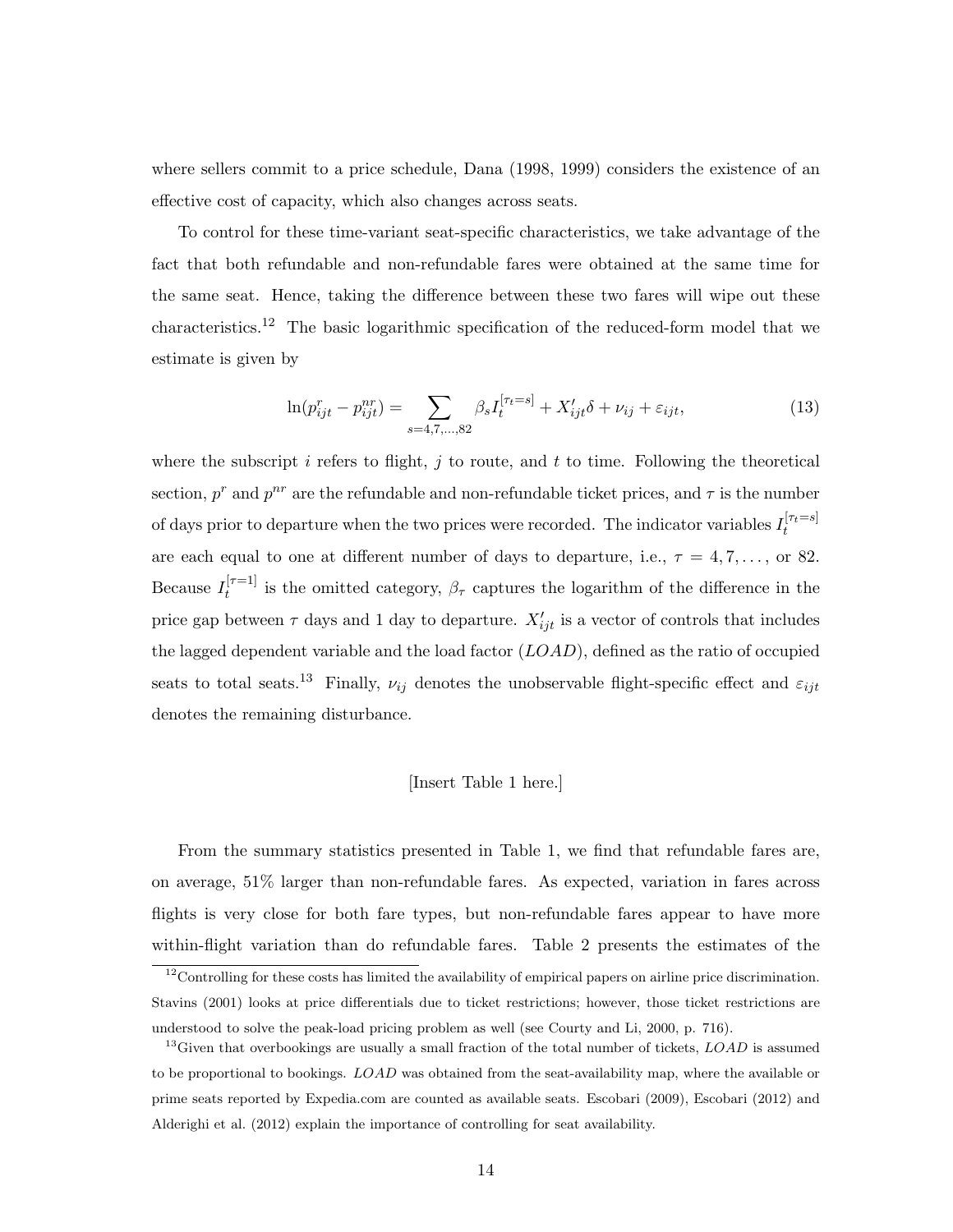where sellers commit to a price schedule, Dana (1998, 1999) considers the existence of an effective cost of capacity, which also changes across seats.

To control for these time-variant seat-specific characteristics, we take advantage of the fact that both refundable and non-refundable fares were obtained at the same time for the same seat. Hence, taking the difference between these two fares will wipe out these characteristics.[12] The basic logarithmic specification of the reduced-form model that we estimate is given by

$$\ln(p^{r}_{ijt} - p^{nr}_{ijt}) = \sum_{s=4,7,\ldots,82} \beta_s I_t^{[\tau_t = s]} + X'_{ijt}\delta + \nu_{ij} + \varepsilon_{ijt}, \tag{13}$$

where the subscript $i$ refers to flight, $j$ to route, and $t$ to time. Following the theoretical section, $p^r$ and $p^{nr}$ are the refundable and non-refundable ticket prices, and $\tau$ is the number of days prior to departure when the two prices were recorded. The indicator variables $I_t^{[\tau_t = s]}$ are each equal to one at different number of days to departure, i.e., $\tau = 4, 7, \ldots,$ or 82. Because $I_t^{[\tau=1]}$ is the omitted category, $\beta_\tau$ captures the logarithm of the difference in the price gap between $\tau$ days and 1 day to departure. $X'_{ijt}$ is a vector of controls that includes the lagged dependent variable and the load factor ($LOAD$), defined as the ratio of occupied seats to total seats.[13] Finally, $\nu_{ij}$ denotes the unobservable flight-specific effect and $\varepsilon_{ijt}$ denotes the remaining disturbance.

[Insert Table 1 here.]

From the summary statistics presented in Table 1, we find that refundable fares are, on average, 51% larger than non-refundable fares. As expected, variation in fares across flights is very close for both fare types, but non-refundable fares appear to have more within-flight variation than do refundable fares. Table 2 presents the estimates of the

[12] Controlling for these costs has limited the availability of empirical papers on airline price discrimination. Stavins (2001) looks at price differentials due to ticket restrictions; however, those ticket restrictions are understood to solve the peak-load pricing problem as well (see Courty and Li, 2000, p. 716).

[13] Given that overbookings are usually a small fraction of the total number of tickets, $LOAD$ is assumed to be proportional to bookings. $LOAD$ was obtained from the seat-availability map, where the available or prime seats reported by Expedia.com are counted as available seats. Escobari (2009), Escobari (2012) and Alderighi et al. (2012) explain the importance of controlling for seat availability.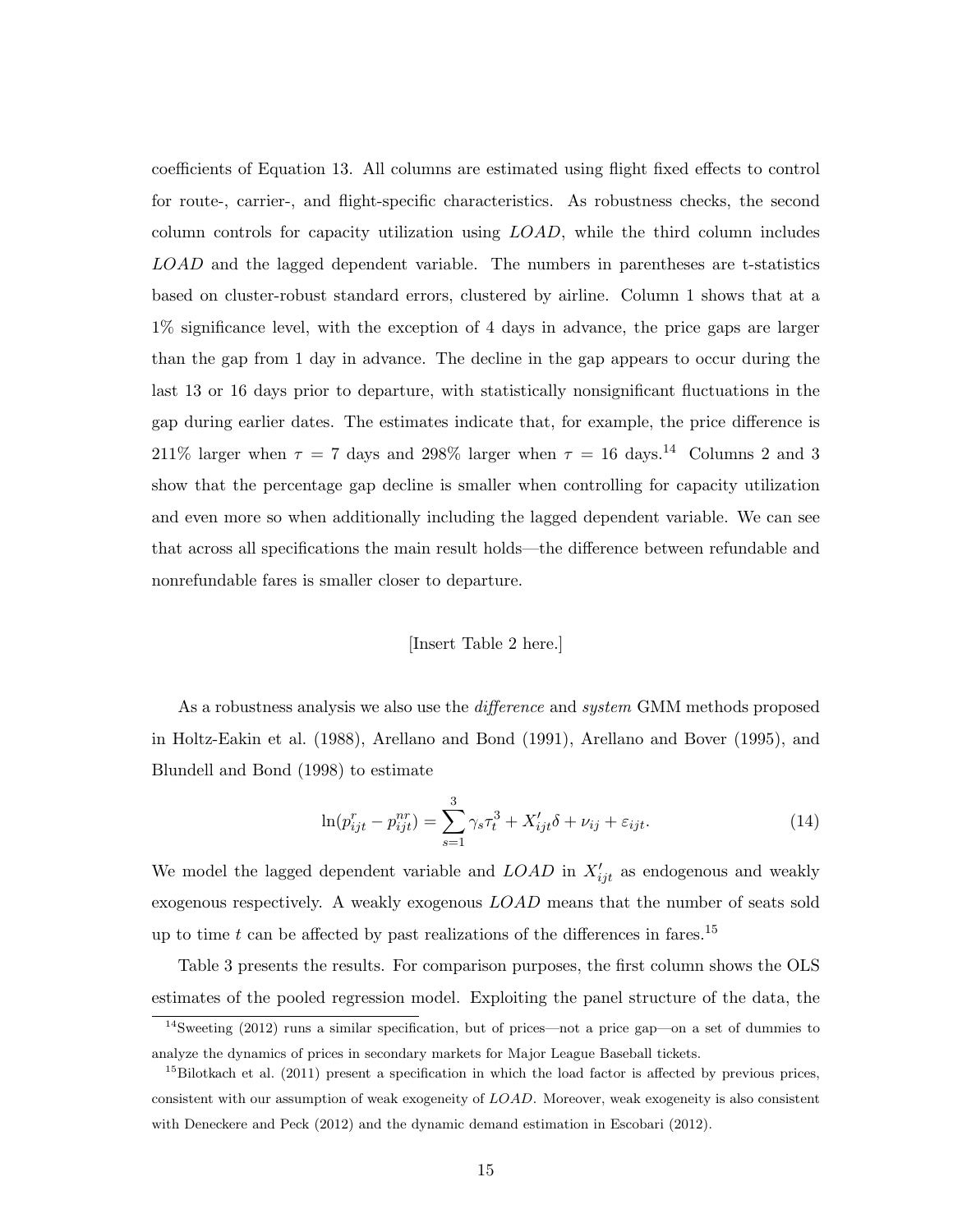coefficients of Equation 13. All columns are estimated using flight fixed effects to control for route-, carrier-, and flight-specific characteristics. As robustness checks, the second column controls for capacity utilization using $LOAD$, while the third column includes $LOAD$ and the lagged dependent variable. The numbers in parentheses are t-statistics based on cluster-robust standard errors, clustered by airline. Column 1 shows that at a 1% significance level, with the exception of 4 days in advance, the price gaps are larger than the gap from 1 day in advance. The decline in the gap appears to occur during the last 13 or 16 days prior to departure, with statistically nonsignificant fluctuations in the gap during earlier dates. The estimates indicate that, for example, the price difference is 211% larger when $\tau = 7$ days and 298% larger when $\tau = 16$ days.[14] Columns 2 and 3 show that the percentage gap decline is smaller when controlling for capacity utilization and even more so when additionally including the lagged dependent variable. We can see that across all specifications the main result holds—the difference between refundable and nonrefundable fares is smaller closer to departure.

[Insert Table 2 here.]

As a robustness analysis we also use the *difference* and *system* GMM methods proposed in Holtz-Eakin et al. (1988), Arellano and Bond (1991), Arellano and Bover (1995), and Blundell and Bond (1998) to estimate

$$\ln(p^{r}_{ijt} - p^{nr}_{ijt}) = \sum_{s=1}^{3} \gamma_s \tau_t^3 + X'_{ijt}\delta + \nu_{ij} + \varepsilon_{ijt}. \tag{14}$$

We model the lagged dependent variable and $LOAD$ in $X'_{ijt}$ as endogenous and weakly exogenous respectively. A weakly exogenous $LOAD$ means that the number of seats sold up to time $t$ can be affected by past realizations of the differences in fares.[15]

Table 3 presents the results. For comparison purposes, the first column shows the OLS estimates of the pooled regression model. Exploiting the panel structure of the data, the

[14] Sweeting (2012) runs a similar specification, but of prices—not a price gap—on a set of dummies to analyze the dynamics of prices in secondary markets for Major League Baseball tickets.

[15] Bilotkach et al. (2011) present a specification in which the load factor is affected by previous prices, consistent with our assumption of weak exogeneity of $LOAD$. Moreover, weak exogeneity is also consistent with Deneckere and Peck (2012) and the dynamic demand estimation in Escobari (2012).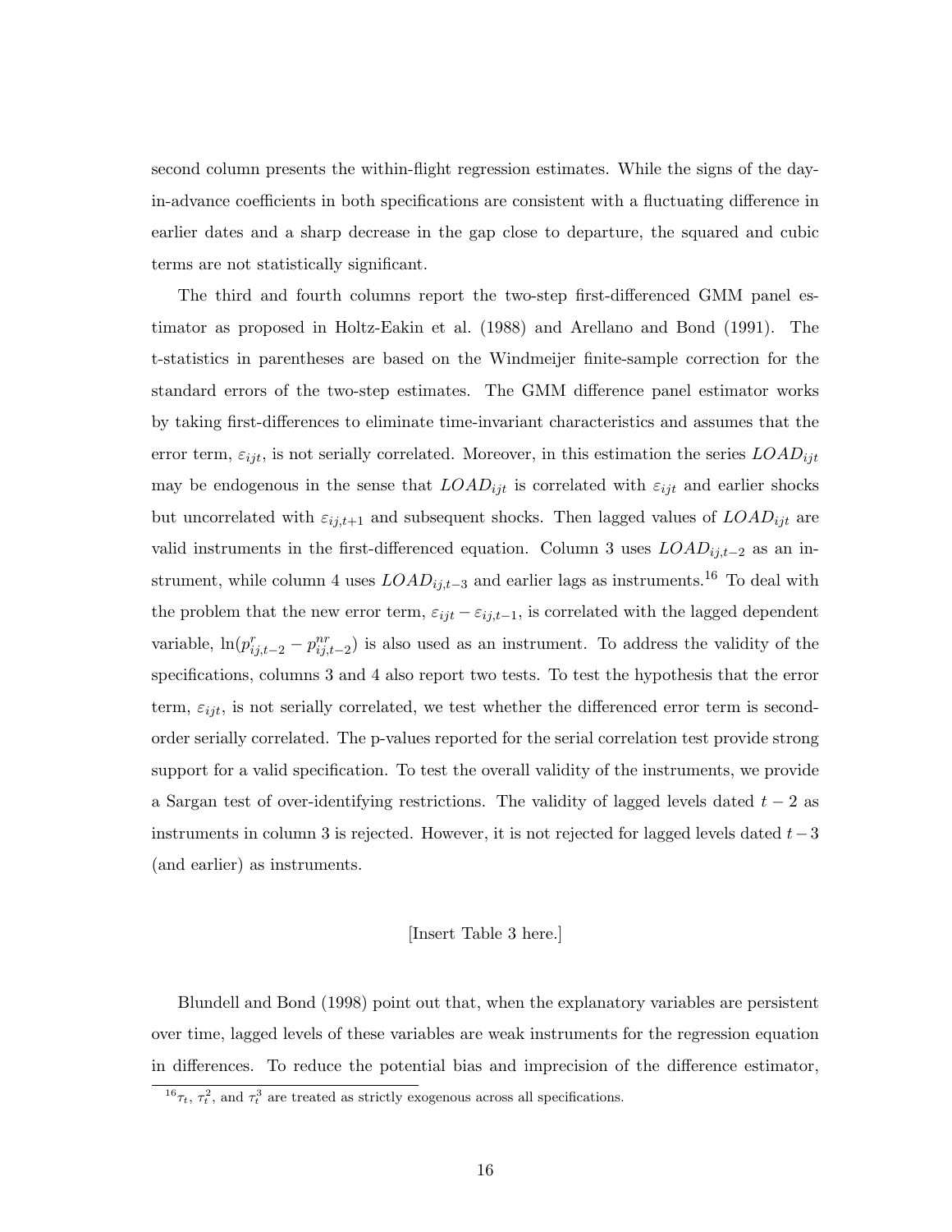second column presents the within-flight regression estimates. While the signs of the day-in-advance coefficients in both specifications are consistent with a fluctuating difference in earlier dates and a sharp decrease in the gap close to departure, the squared and cubic terms are not statistically significant.

The third and fourth columns report the two-step first-differenced GMM panel estimator as proposed in Holtz-Eakin et al. (1988) and Arellano and Bond (1991). The t-statistics in parentheses are based on the Windmeijer finite-sample correction for the standard errors of the two-step estimates. The GMM difference panel estimator works by taking first-differences to eliminate time-invariant characteristics and assumes that the error term, $\varepsilon_{ijt}$, is not serially correlated. Moreover, in this estimation the series $LOAD_{ijt}$ may be endogenous in the sense that $LOAD_{ijt}$ is correlated with $\varepsilon_{ijt}$ and earlier shocks but uncorrelated with $\varepsilon_{ij,t+1}$ and subsequent shocks. Then lagged values of $LOAD_{ijt}$ are valid instruments in the first-differenced equation. Column 3 uses $LOAD_{ij,t-2}$ as an instrument, while column 4 uses $LOAD_{ij,t-3}$ and earlier lags as instruments.[16] To deal with the problem that the new error term, $\varepsilon_{ijt} - \varepsilon_{ij,t-1}$, is correlated with the lagged dependent variable, $\ln(p^{r}_{ij,t-2} - p^{nr}_{ij,t-2})$ is also used as an instrument. To address the validity of the specifications, columns 3 and 4 also report two tests. To test the hypothesis that the error term, $\varepsilon_{ijt}$, is not serially correlated, we test whether the differenced error term is second-order serially correlated. The p-values reported for the serial correlation test provide strong support for a valid specification. To test the overall validity of the instruments, we provide a Sargan test of over-identifying restrictions. The validity of lagged levels dated $t-2$ as instruments in column 3 is rejected. However, it is not rejected for lagged levels dated $t-3$ (and earlier) as instruments.

[Insert Table 3 here.]

Blundell and Bond (1998) point out that, when the explanatory variables are persistent over time, lagged levels of these variables are weak instruments for the regression equation in differences. To reduce the potential bias and imprecision of the difference estimator,

[16] $\tau_t$, $\tau_t^2$, and $\tau_t^3$ are treated as strictly exogenous across all specifications.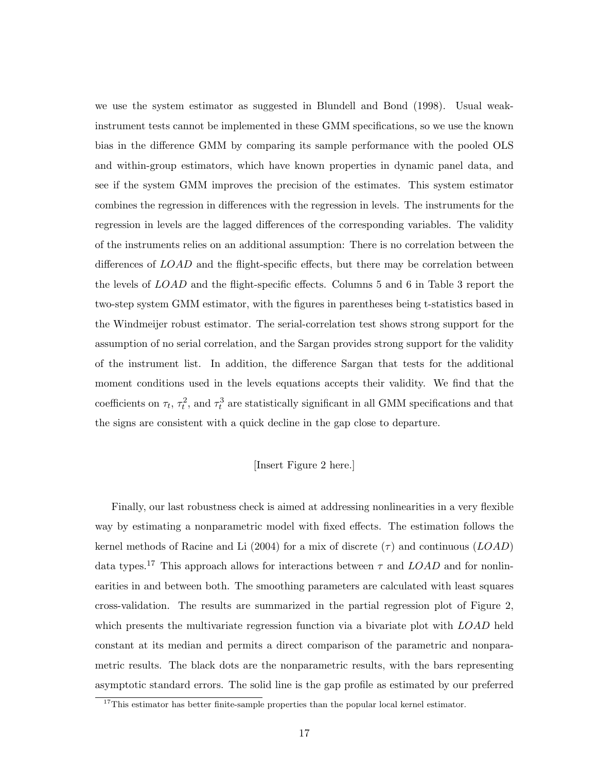we use the system estimator as suggested in Blundell and Bond (1998). Usual weak-instrument tests cannot be implemented in these GMM specifications, so we use the known bias in the difference GMM by comparing its sample performance with the pooled OLS and within-group estimators, which have known properties in dynamic panel data, and see if the system GMM improves the precision of the estimates. This system estimator combines the regression in differences with the regression in levels. The instruments for the regression in levels are the lagged differences of the corresponding variables. The validity of the instruments relies on an additional assumption: There is no correlation between the differences of $LOAD$ and the flight-specific effects, but there may be correlation between the levels of $LOAD$ and the flight-specific effects. Columns 5 and 6 in Table 3 report the two-step system GMM estimator, with the figures in parentheses being t-statistics based in the Windmeijer robust estimator. The serial-correlation test shows strong support for the assumption of no serial correlation, and the Sargan provides strong support for the validity of the instrument list. In addition, the difference Sargan that tests for the additional moment conditions used in the levels equations accepts their validity. We find that the coefficients on $\tau_t$, $\tau_t^2$, and $\tau_t^3$ are statistically significant in all GMM specifications and that the signs are consistent with a quick decline in the gap close to departure.

[Insert Figure 2 here.]

Finally, our last robustness check is aimed at addressing nonlinearities in a very flexible way by estimating a nonparametric model with fixed effects. The estimation follows the kernel methods of Racine and Li (2004) for a mix of discrete ($\tau$) and continuous ($LOAD$) data types.[17] This approach allows for interactions between $\tau$ and $LOAD$ and for nonlinearities in and between both. The smoothing parameters are calculated with least squares cross-validation. The results are summarized in the partial regression plot of Figure 2, which presents the multivariate regression function via a bivariate plot with $LOAD$ held constant at its median and permits a direct comparison of the parametric and nonparametric results. The black dots are the nonparametric results, with the bars representing asymptotic standard errors. The solid line is the gap profile as estimated by our preferred

[17] This estimator has better finite-sample properties than the popular local kernel estimator.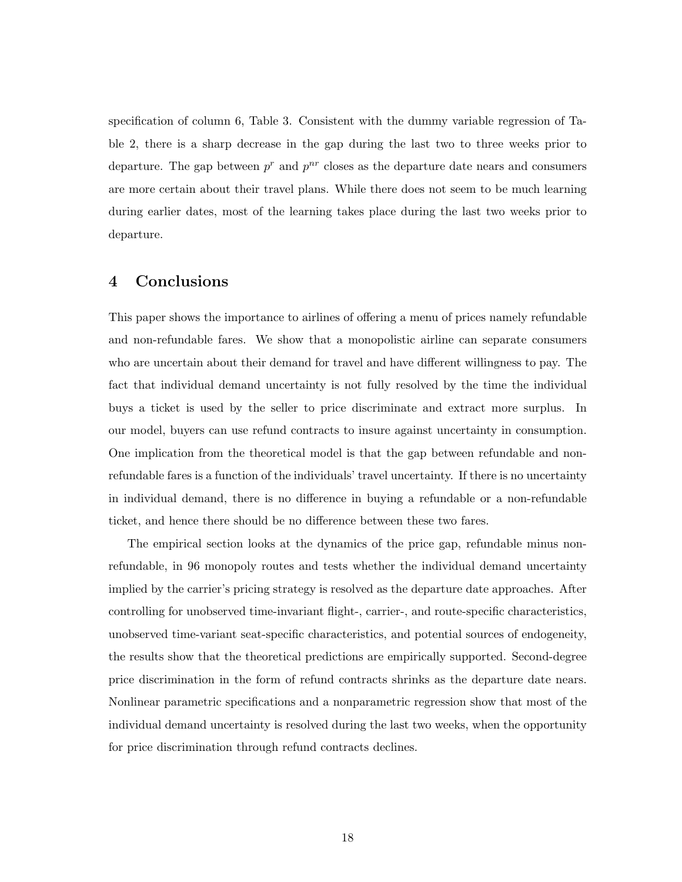specification of column 6, Table 3. Consistent with the dummy variable regression of Table 2, there is a sharp decrease in the gap during the last two to three weeks prior to departure. The gap between $p^r$ and $p^{nr}$ closes as the departure date nears and consumers are more certain about their travel plans. While there does not seem to be much learning during earlier dates, most of the learning takes place during the last two weeks prior to departure.

# 4 Conclusions

This paper shows the importance to airlines of offering a menu of prices namely refundable and non-refundable fares. We show that a monopolistic airline can separate consumers who are uncertain about their demand for travel and have different willingness to pay. The fact that individual demand uncertainty is not fully resolved by the time the individual buys a ticket is used by the seller to price discriminate and extract more surplus. In our model, buyers can use refund contracts to insure against uncertainty in consumption. One implication from the theoretical model is that the gap between refundable and non-refundable fares is a function of the individuals' travel uncertainty. If there is no uncertainty in individual demand, there is no difference in buying a refundable or a non-refundable ticket, and hence there should be no difference between these two fares.

The empirical section looks at the dynamics of the price gap, refundable minus non-refundable, in 96 monopoly routes and tests whether the individual demand uncertainty implied by the carrier's pricing strategy is resolved as the departure date approaches. After controlling for unobserved time-invariant flight-, carrier-, and route-specific characteristics, unobserved time-variant seat-specific characteristics, and potential sources of endogeneity, the results show that the theoretical predictions are empirically supported. Second-degree price discrimination in the form of refund contracts shrinks as the departure date nears. Nonlinear parametric specifications and a nonparametric regression show that most of the individual demand uncertainty is resolved during the last two weeks, when the opportunity for price discrimination through refund contracts declines.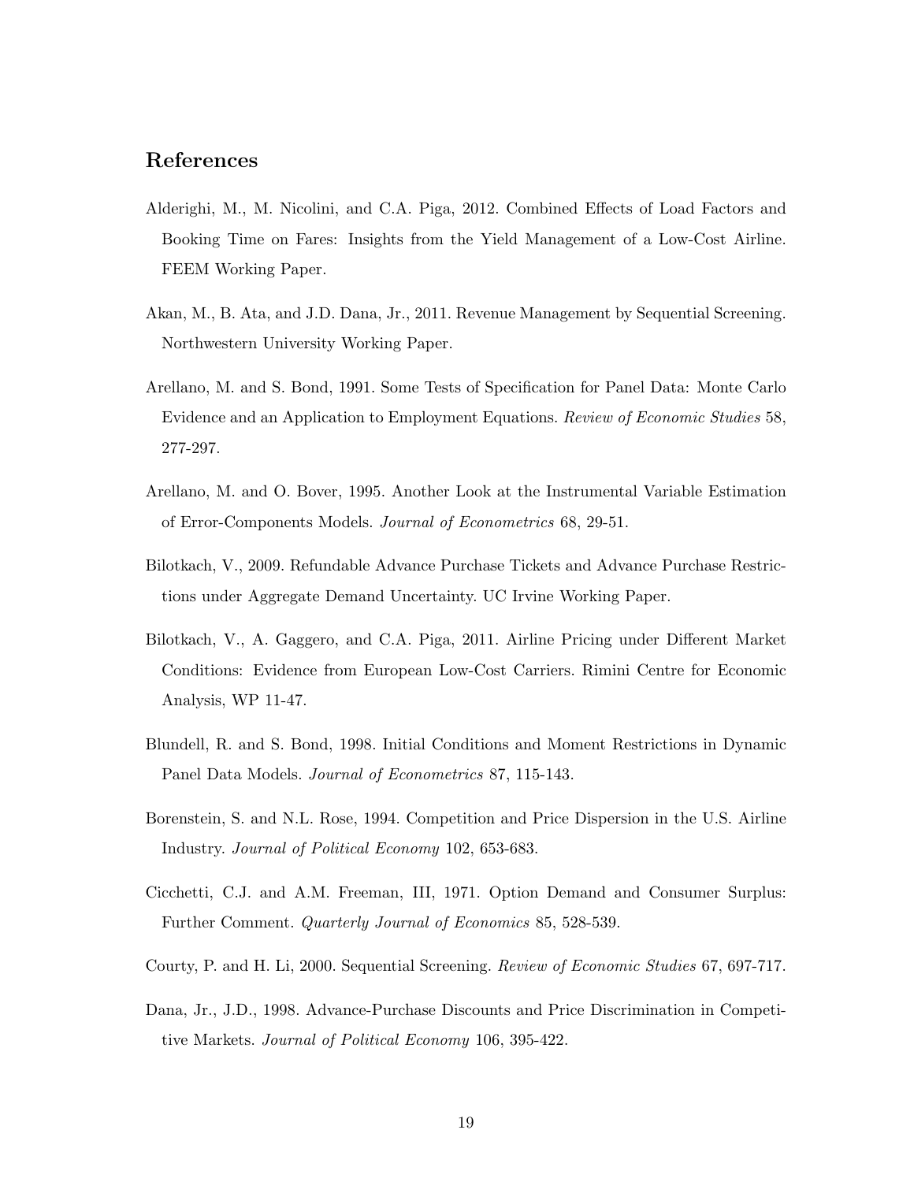## References

Alderighi, M., M. Nicolini, and C.A. Piga, 2012. Combined Effects of Load Factors and Booking Time on Fares: Insights from the Yield Management of a Low-Cost Airline. FEEM Working Paper.

Akan, M., B. Ata, and J.D. Dana, Jr., 2011. Revenue Management by Sequential Screening. Northwestern University Working Paper.

Arellano, M. and S. Bond, 1991. Some Tests of Specification for Panel Data: Monte Carlo Evidence and an Application to Employment Equations. *Review of Economic Studies* 58, 277-297.

Arellano, M. and O. Bover, 1995. Another Look at the Instrumental Variable Estimation of Error-Components Models. *Journal of Econometrics* 68, 29-51.

Bilotkach, V., 2009. Refundable Advance Purchase Tickets and Advance Purchase Restrictions under Aggregate Demand Uncertainty. UC Irvine Working Paper.

Bilotkach, V., A. Gaggero, and C.A. Piga, 2011. Airline Pricing under Different Market Conditions: Evidence from European Low-Cost Carriers. Rimini Centre for Economic Analysis, WP 11-47.

Blundell, R. and S. Bond, 1998. Initial Conditions and Moment Restrictions in Dynamic Panel Data Models. *Journal of Econometrics* 87, 115-143.

Borenstein, S. and N.L. Rose, 1994. Competition and Price Dispersion in the U.S. Airline Industry. *Journal of Political Economy* 102, 653-683.

Cicchetti, C.J. and A.M. Freeman, III, 1971. Option Demand and Consumer Surplus: Further Comment. *Quarterly Journal of Economics* 85, 528-539.

Courty, P. and H. Li, 2000. Sequential Screening. *Review of Economic Studies* 67, 697-717.

Dana, Jr., J.D., 1998. Advance-Purchase Discounts and Price Discrimination in Competitive Markets. *Journal of Political Economy* 106, 395-422.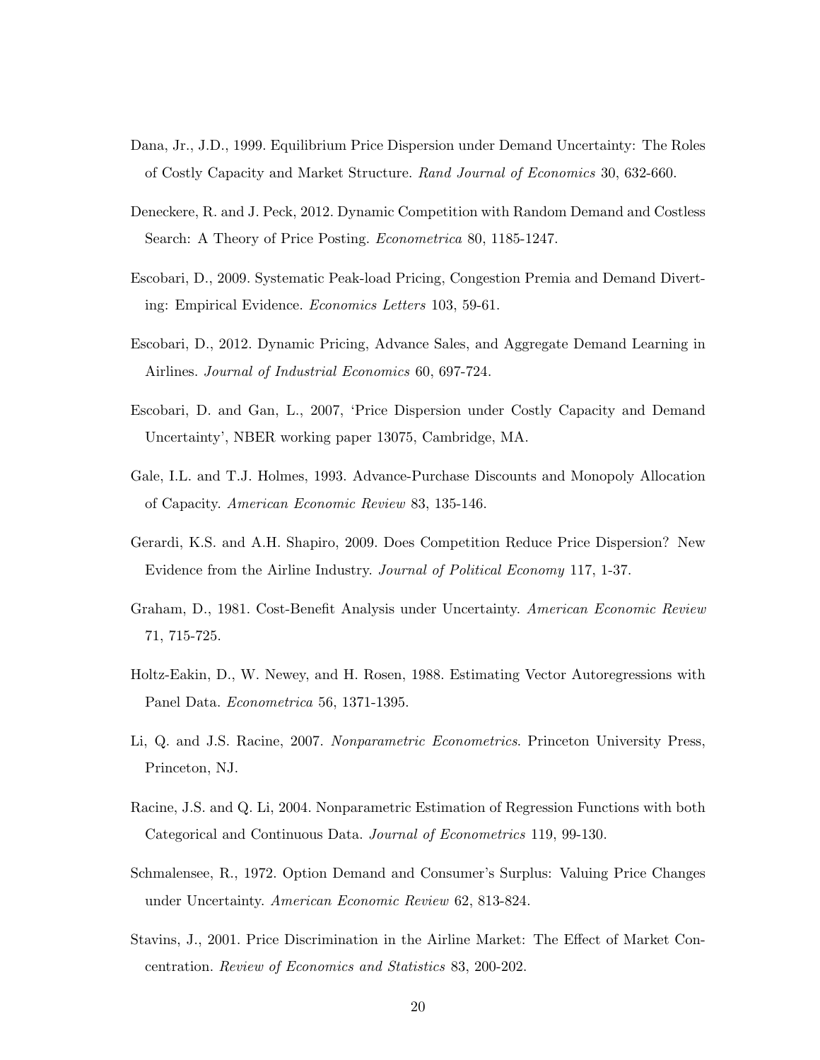Dana, Jr., J.D., 1999. Equilibrium Price Dispersion under Demand Uncertainty: The Roles of Costly Capacity and Market Structure. *Rand Journal of Economics* 30, 632-660.

Deneckere, R. and J. Peck, 2012. Dynamic Competition with Random Demand and Costless Search: A Theory of Price Posting. *Econometrica* 80, 1185-1247.

Escobari, D., 2009. Systematic Peak-load Pricing, Congestion Premia and Demand Diverting: Empirical Evidence. *Economics Letters* 103, 59-61.

Escobari, D., 2012. Dynamic Pricing, Advance Sales, and Aggregate Demand Learning in Airlines. *Journal of Industrial Economics* 60, 697-724.

Escobari, D. and Gan, L., 2007, 'Price Dispersion under Costly Capacity and Demand Uncertainty', NBER working paper 13075, Cambridge, MA.

Gale, I.L. and T.J. Holmes, 1993. Advance-Purchase Discounts and Monopoly Allocation of Capacity. *American Economic Review* 83, 135-146.

Gerardi, K.S. and A.H. Shapiro, 2009. Does Competition Reduce Price Dispersion? New Evidence from the Airline Industry. *Journal of Political Economy* 117, 1-37.

Graham, D., 1981. Cost-Benefit Analysis under Uncertainty. *American Economic Review* 71, 715-725.

Holtz-Eakin, D., W. Newey, and H. Rosen, 1988. Estimating Vector Autoregressions with Panel Data. *Econometrica* 56, 1371-1395.

Li, Q. and J.S. Racine, 2007. *Nonparametric Econometrics*. Princeton University Press, Princeton, NJ.

Racine, J.S. and Q. Li, 2004. Nonparametric Estimation of Regression Functions with both Categorical and Continuous Data. *Journal of Econometrics* 119, 99-130.

Schmalensee, R., 1972. Option Demand and Consumer's Surplus: Valuing Price Changes under Uncertainty. *American Economic Review* 62, 813-824.

Stavins, J., 2001. Price Discrimination in the Airline Market: The Effect of Market Concentration. *Review of Economics and Statistics* 83, 200-202.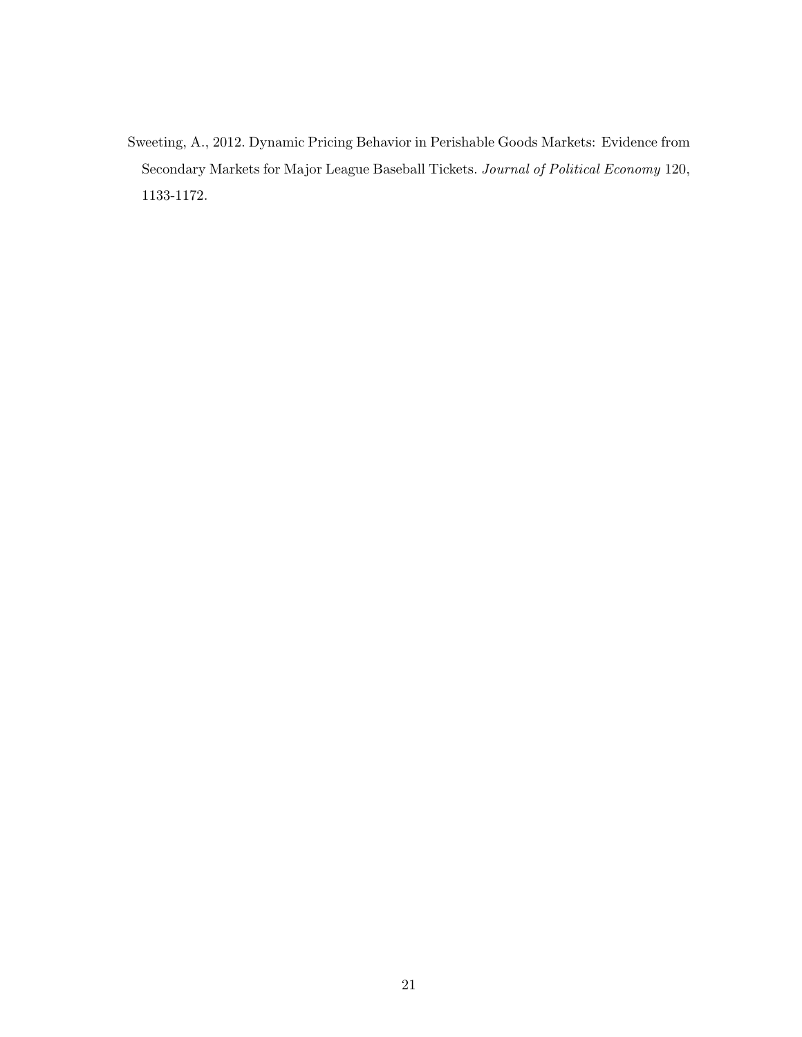Sweeting, A., 2012. Dynamic Pricing Behavior in Perishable Goods Markets: Evidence from Secondary Markets for Major League Baseball Tickets. *Journal of Political Economy* 120, 1133-1172.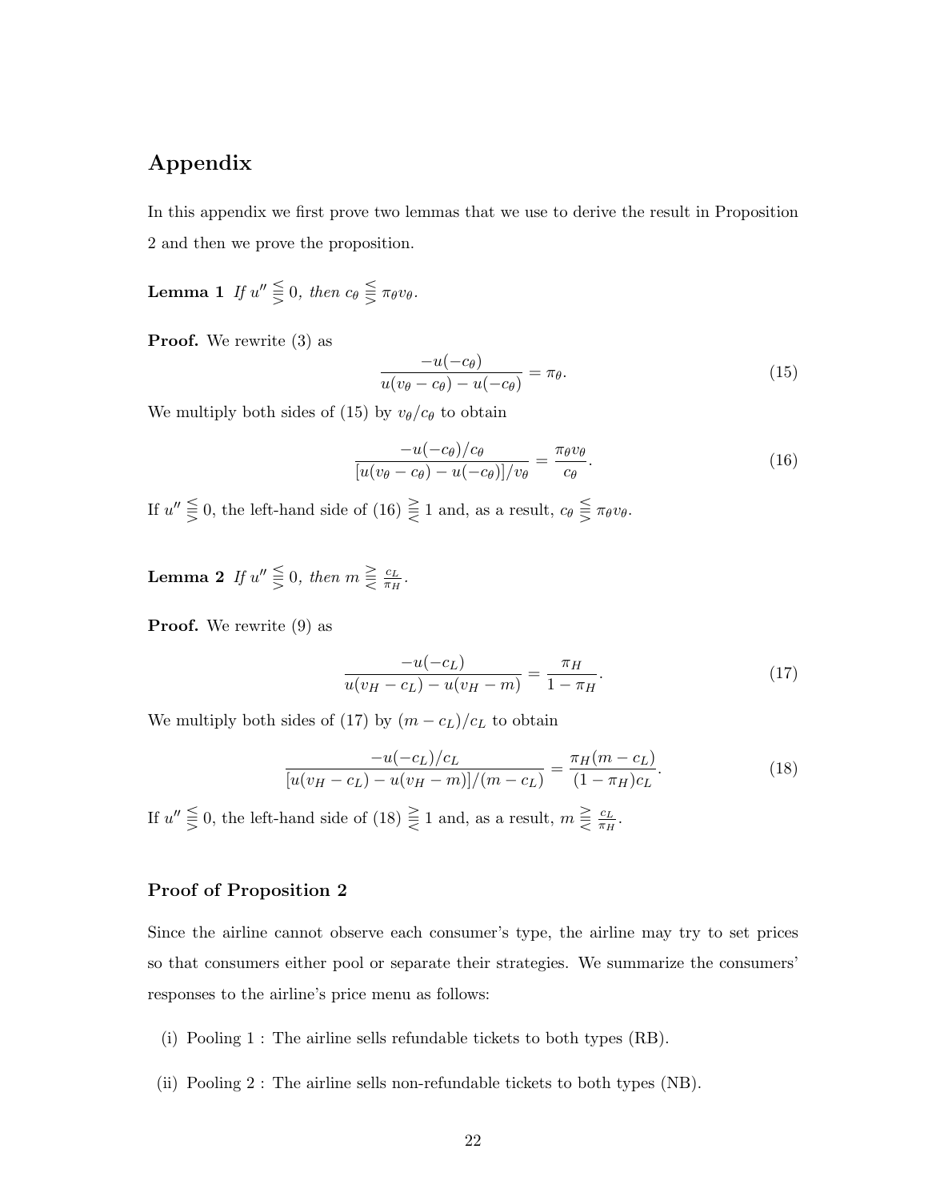## Appendix

In this appendix we first prove two lemmas that we use to derive the result in Proposition 2 and then we prove the proposition.

**Lemma 1** *If* $u'' \gtreqless 0$*, then* $c_\theta \lesseqgtr \pi_\theta v_\theta$.

**Proof.** We rewrite (3) as

$$\frac{-u(-c_\theta)}{u(v_\theta - c_\theta) - u(-c_\theta)} = \pi_\theta. \tag{15}$$

We multiply both sides of (15) by $v_\theta / c_\theta$ to obtain

$$\frac{-u(-c_\theta)/c_\theta}{[u(v_\theta - c_\theta) - u(-c_\theta)]/v_\theta} = \frac{\pi_\theta v_\theta}{c_\theta}. \tag{16}$$

If $u'' \gtreqless 0$, the left-hand side of (16) $\lesseqgtr 1$ and, as a result, $c_\theta \lesseqgtr \pi_\theta v_\theta$.

**Lemma 2** *If* $u'' \gtreqless 0$*, then* $m \lesseqgtr \frac{c_L}{\pi_H}$.

**Proof.** We rewrite (9) as

$$\frac{-u(-c_L)}{u(v_H - c_L) - u(v_H - m)} = \frac{\pi_H}{1 - \pi_H}. \tag{17}$$

We multiply both sides of (17) by $(m - c_L)/c_L$ to obtain

$$\frac{-u(-c_L)/c_L}{[u(v_H - c_L) - u(v_H - m)]/(m - c_L)} = \frac{\pi_H (m - c_L)}{(1 - \pi_H) c_L}. \tag{18}$$

If $u'' \gtreqless 0$, the left-hand side of (18) $\lesseqgtr 1$ and, as a result, $m \lesseqgtr \frac{c_L}{\pi_H}$.

### Proof of Proposition 2

Since the airline cannot observe each consumer's type, the airline may try to set prices so that consumers either pool or separate their strategies. We summarize the consumers' responses to the airline's price menu as follows:

(i) Pooling 1 : The airline sells refundable tickets to both types (RB).

(ii) Pooling 2 : The airline sells non-refundable tickets to both types (NB).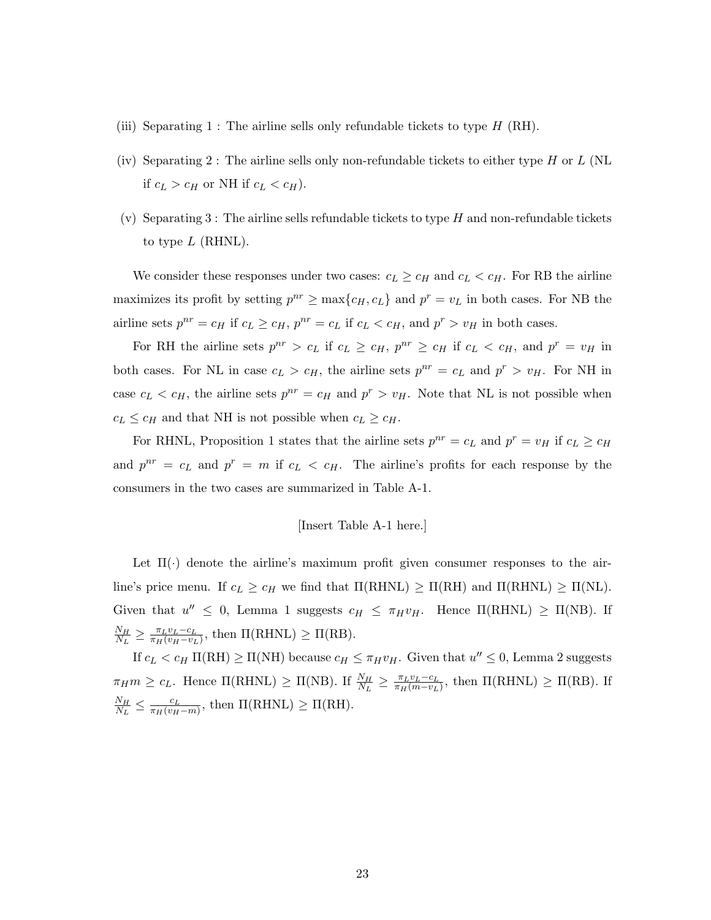(iii) Separating 1 : The airline sells only refundable tickets to type $H$ (RH).

(iv) Separating 2 : The airline sells only non-refundable tickets to either type $H$ or $L$ (NL if $c_L > c_H$ or NH if $c_L < c_H$).

(v) Separating 3 : The airline sells refundable tickets to type $H$ and non-refundable tickets to type $L$ (RHNL).

We consider these responses under two cases: $c_L \geq c_H$ and $c_L < c_H$. For RB the airline maximizes its profit by setting $p^{nr} \geq \max\{c_H, c_L\}$ and $p^r = v_L$ in both cases. For NB the airline sets $p^{nr} = c_H$ if $c_L \geq c_H$, $p^{nr} = c_L$ if $c_L < c_H$, and $p^r > v_H$ in both cases.

For RH the airline sets $p^{nr} > c_L$ if $c_L \geq c_H$, $p^{nr} \geq c_H$ if $c_L < c_H$, and $p^r = v_H$ in both cases. For NL in case $c_L > c_H$, the airline sets $p^{nr} = c_L$ and $p^r > v_H$. For NH in case $c_L < c_H$, the airline sets $p^{nr} = c_H$ and $p^r > v_H$. Note that NL is not possible when $c_L \leq c_H$ and that NH is not possible when $c_L \geq c_H$.

For RHNL, Proposition 1 states that the airline sets $p^{nr} = c_L$ and $p^r = v_H$ if $c_L \geq c_H$ and $p^{nr} = c_L$ and $p^r = m$ if $c_L < c_H$. The airline's profits for each response by the consumers in the two cases are summarized in Table A-1.

[Insert Table A-1 here.]

Let $\Pi(\cdot)$ denote the airline's maximum profit given consumer responses to the airline's price menu. If $c_L \geq c_H$ we find that $\Pi(\text{RHNL}) \geq \Pi(\text{RH})$ and $\Pi(\text{RHNL}) \geq \Pi(\text{NL})$. Given that $u'' \leq 0$, Lemma 1 suggests $c_H \leq \pi_H v_H$. Hence $\Pi(\text{RHNL}) \geq \Pi(\text{NB})$. If $\frac{N_H}{N_L} \geq \frac{\pi_L v_L - c_L}{\pi_H(v_H - v_L)}$, then $\Pi(\text{RHNL}) \geq \Pi(\text{RB})$.

If $c_L < c_H$ $\Pi(\text{RH}) \geq \Pi(\text{NH})$ because $c_H \leq \pi_H v_H$. Given that $u'' \leq 0$, Lemma 2 suggests $\pi_H m \geq c_L$. Hence $\Pi(\text{RHNL}) \geq \Pi(\text{NB})$. If $\frac{N_H}{N_L} \geq \frac{\pi_L v_L - c_L}{\pi_H(m - v_L)}$, then $\Pi(\text{RHNL}) \geq \Pi(\text{RB})$. If $\frac{N_H}{N_L} \leq \frac{c_L}{\pi_H(v_H - m)}$, then $\Pi(\text{RHNL}) \geq \Pi(\text{RH})$.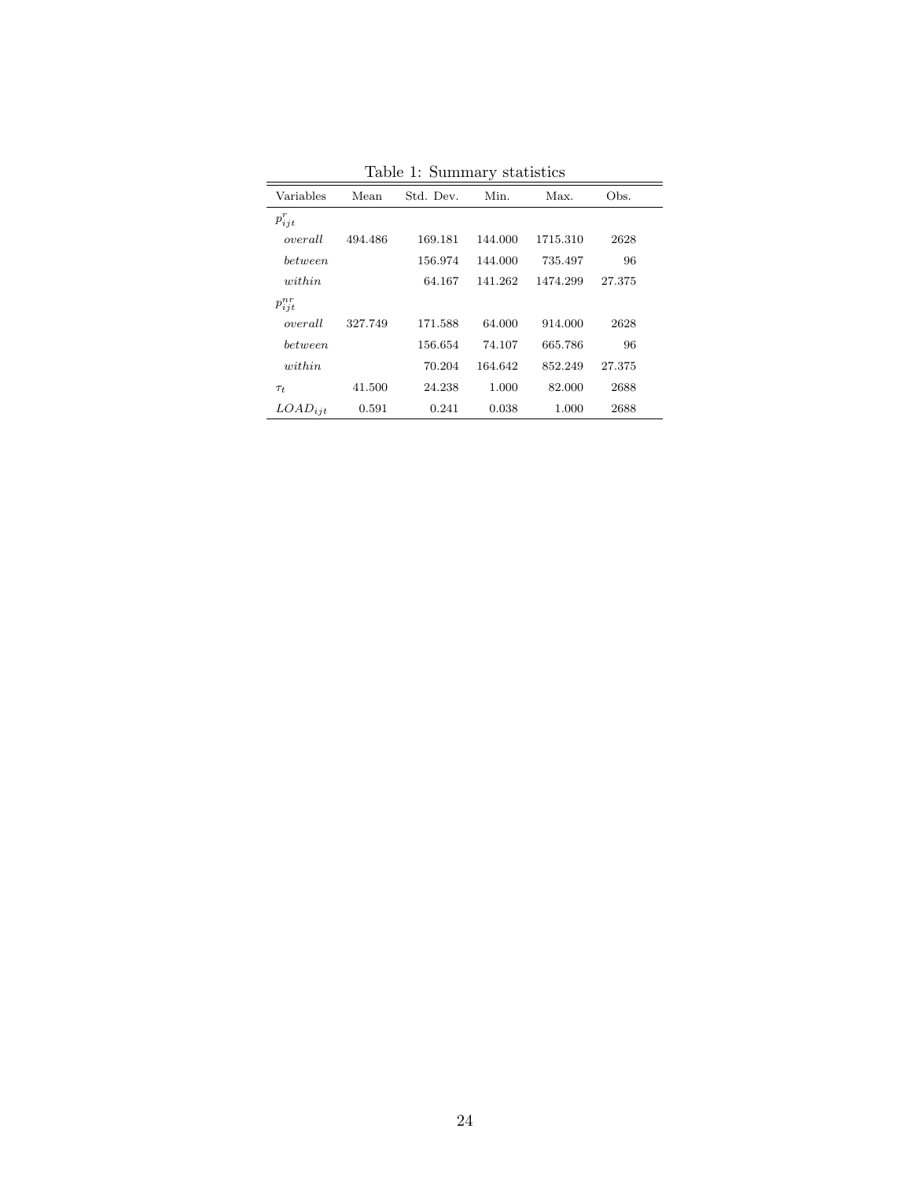Table 1: Summary statistics

| Variables | Mean | Std. Dev. | Min. | Max. | Obs. |
|---|---|---|---|---|---|
| $p^{r}_{ijt}$ | | | | | |
| *overall* | 494.486 | 169.181 | 144.000 | 1715.310 | 2628 |
| *between* | | 156.974 | 144.000 | 735.497 | 96 |
| *within* | | 64.167 | 141.262 | 1474.299 | 27.375 |
| $p^{nr}_{ijt}$ | | | | | |
| *overall* | 327.749 | 171.588 | 64.000 | 914.000 | 2628 |
| *between* | | 156.654 | 74.107 | 665.786 | 96 |
| *within* | | 70.204 | 164.642 | 852.249 | 27.375 |
| $\tau_t$ | 41.500 | 24.238 | 1.000 | 82.000 | 2688 |
| $LOAD_{ijt}$ | 0.591 | 0.241 | 0.038 | 1.000 | 2688 |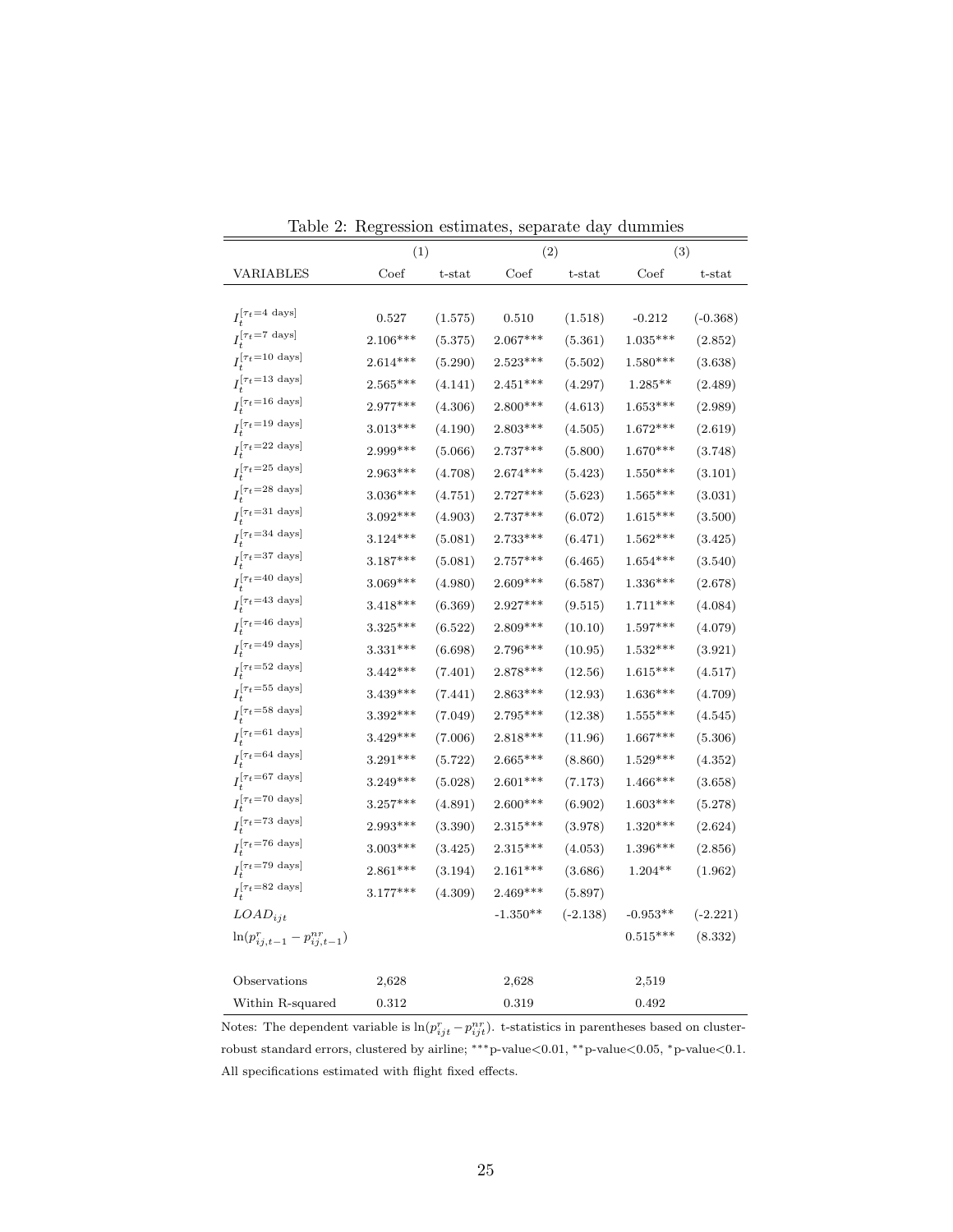Table 2: Regression estimates, separate day dummies

| | (1) | | (2) | | (3) | |
|---|---|---|---|---|---|---|
| VARIABLES | Coef | t-stat | Coef | t-stat | Coef | t-stat |
| $I_t^{[\tau_t=4 \text{ days}]}$ | 0.527 | (1.575) | 0.510 | (1.518) | -0.212 | (-0.368) |
| $I_t^{[\tau_t=7 \text{ days}]}$ | 2.106*** | (5.375) | 2.067*** | (5.361) | 1.035*** | (2.852) |
| $I_t^{[\tau_t=10 \text{ days}]}$ | 2.614*** | (5.290) | 2.523*** | (5.502) | 1.580*** | (3.638) |
| $I_t^{[\tau_t=13 \text{ days}]}$ | 2.565*** | (4.141) | 2.451*** | (4.297) | 1.285** | (2.489) |
| $I_t^{[\tau_t=16 \text{ days}]}$ | 2.977*** | (4.306) | 2.800*** | (4.613) | 1.653*** | (2.989) |
| $I_t^{[\tau_t=19 \text{ days}]}$ | 3.013*** | (4.190) | 2.803*** | (4.505) | 1.672*** | (2.619) |
| $I_t^{[\tau_t=22 \text{ days}]}$ | 2.999*** | (5.066) | 2.737*** | (5.800) | 1.670*** | (3.748) |
| $I_t^{[\tau_t=25 \text{ days}]}$ | 2.963*** | (4.708) | 2.674*** | (5.423) | 1.550*** | (3.101) |
| $I_t^{[\tau_t=28 \text{ days}]}$ | 3.036*** | (4.751) | 2.727*** | (5.623) | 1.565*** | (3.031) |
| $I_t^{[\tau_t=31 \text{ days}]}$ | 3.092*** | (4.903) | 2.737*** | (6.072) | 1.615*** | (3.500) |
| $I_t^{[\tau_t=34 \text{ days}]}$ | 3.124*** | (5.081) | 2.733*** | (6.471) | 1.562*** | (3.425) |
| $I_t^{[\tau_t=37 \text{ days}]}$ | 3.187*** | (5.081) | 2.757*** | (6.465) | 1.654*** | (3.540) |
| $I_t^{[\tau_t=40 \text{ days}]}$ | 3.069*** | (4.980) | 2.609*** | (6.587) | 1.336*** | (2.678) |
| $I_t^{[\tau_t=43 \text{ days}]}$ | 3.418*** | (6.369) | 2.927*** | (9.515) | 1.711*** | (4.084) |
| $I_t^{[\tau_t=46 \text{ days}]}$ | 3.325*** | (6.522) | 2.809*** | (10.10) | 1.597*** | (4.079) |
| $I_t^{[\tau_t=49 \text{ days}]}$ | 3.331*** | (6.698) | 2.796*** | (10.95) | 1.532*** | (3.921) |
| $I_t^{[\tau_t=52 \text{ days}]}$ | 3.442*** | (7.401) | 2.878*** | (12.56) | 1.615*** | (4.517) |
| $I_t^{[\tau_t=55 \text{ days}]}$ | 3.439*** | (7.441) | 2.863*** | (12.93) | 1.636*** | (4.709) |
| $I_t^{[\tau_t=58 \text{ days}]}$ | 3.392*** | (7.049) | 2.795*** | (12.38) | 1.555*** | (4.545) |
| $I_t^{[\tau_t=61 \text{ days}]}$ | 3.429*** | (7.006) | 2.818*** | (11.96) | 1.667*** | (5.306) |
| $I_t^{[\tau_t=64 \text{ days}]}$ | 3.291*** | (5.722) | 2.665*** | (8.860) | 1.529*** | (4.352) |
| $I_t^{[\tau_t=67 \text{ days}]}$ | 3.249*** | (5.028) | 2.601*** | (7.173) | 1.466*** | (3.658) |
| $I_t^{[\tau_t=70 \text{ days}]}$ | 3.257*** | (4.891) | 2.600*** | (6.902) | 1.603*** | (5.278) |
| $I_t^{[\tau_t=73 \text{ days}]}$ | 2.993*** | (3.390) | 2.315*** | (3.978) | 1.320*** | (2.624) |
| $I_t^{[\tau_t=76 \text{ days}]}$ | 3.003*** | (3.425) | 2.315*** | (4.053) | 1.396*** | (2.856) |
| $I_t^{[\tau_t=79 \text{ days}]}$ | 2.861*** | (3.194) | 2.161*** | (3.686) | 1.204** | (1.962) |
| $I_t^{[\tau_t=82 \text{ days}]}$ | 3.177*** | (4.309) | 2.469*** | (5.897) | | |
| $LOAD_{ijt}$ | | | -1.350** | (-2.138) | -0.953** | (-2.221) |
| $\ln(p^r_{ij,t-1} - p^{nr}_{ij,t-1})$ | | | | | 0.515*** | (8.332) |
| Observations | 2,628 | | 2,628 | | 2,519 | |
| Within R-squared | 0.312 | | 0.319 | | 0.492 | |

Notes: The dependent variable is $\ln(p^r_{ijt} - p^{nr}_{ijt})$. t-statistics in parentheses based on cluster-robust standard errors, clustered by airline; ***p-value<0.01, **p-value<0.05, *p-value<0.1. All specifications estimated with flight fixed effects.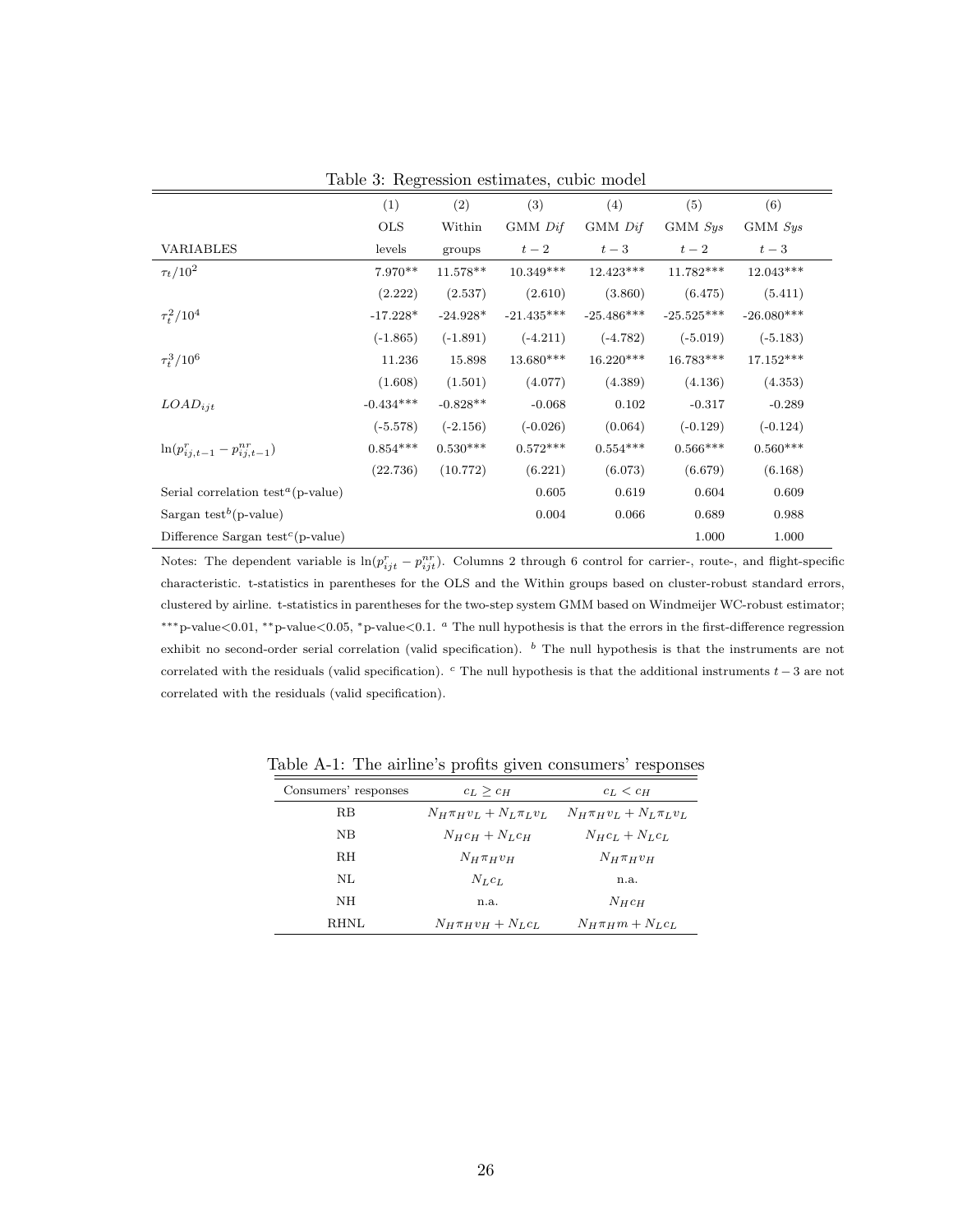Table 3: Regression estimates, cubic model

| | (1) | (2) | (3) | (4) | (5) | (6) |
|---|---|---|---|---|---|---|
| | OLS | Within | GMM *Dif* | GMM *Dif* | GMM *Sys* | GMM *Sys* |
| VARIABLES | levels | groups | $t-2$ | $t-3$ | $t-2$ | $t-3$ |
| $\tau_t/10^2$ | 7.970** | 11.578** | 10.349*** | 12.423*** | 11.782*** | 12.043*** |
| | (2.222) | (2.537) | (2.610) | (3.860) | (6.475) | (5.411) |
| $\tau_t^2/10^4$ | -17.228* | -24.928* | -21.435*** | -25.486*** | -25.525*** | -26.080*** |
| | (-1.865) | (-1.891) | (-4.211) | (-4.782) | (-5.019) | (-5.183) |
| $\tau_t^3/10^6$ | 11.236 | 15.898 | 13.680*** | 16.220*** | 16.783*** | 17.152*** |
| | (1.608) | (1.501) | (4.077) | (4.389) | (4.136) | (4.353) |
| $LOAD_{ijt}$ | -0.434*** | -0.828** | -0.068 | 0.102 | -0.317 | -0.289 |
| | (-5.578) | (-2.156) | (-0.026) | (0.064) | (-0.129) | (-0.124) |
| $\ln(p^r_{ij,t-1} - p^{nr}_{ij,t-1})$ | 0.854*** | 0.530*** | 0.572*** | 0.554*** | 0.566*** | 0.560*** |
| | (22.736) | (10.772) | (6.221) | (6.073) | (6.679) | (6.168) |
| Serial correlation test[a] (p-value) | | | 0.605 | 0.619 | 0.604 | 0.609 |
| Sargan test[b] (p-value) | | | 0.004 | 0.066 | 0.689 | 0.988 |
| Difference Sargan test[c] (p-value) | | | | | 1.000 | 1.000 |

Notes: The dependent variable is $\ln(p^r_{ijt} - p^{nr}_{ijt})$. Columns 2 through 6 control for carrier-, route-, and flight-specific characteristic. t-statistics in parentheses for the OLS and the Within groups based on cluster-robust standard errors, clustered by airline. t-statistics in parentheses for the two-step system GMM based on Windmeijer WC-robust estimator; ***p-value<0.01, **p-value<0.05, *p-value<0.1. [a] The null hypothesis is that the errors in the first-difference regression exhibit no second-order serial correlation (valid specification). [b] The null hypothesis is that the instruments are not correlated with the residuals (valid specification). [c] The null hypothesis is that the additional instruments $t-3$ are not correlated with the residuals (valid specification).

Table A-1: The airline's profits given consumers' responses

| Consumers' responses | $c_L \geq c_H$ | $c_L < c_H$ |
|---|---|---|
| RB | $N_H\pi_H v_L + N_L\pi_L v_L$ | $N_H\pi_H v_L + N_L\pi_L v_L$ |
| NB | $N_H c_H + N_L c_H$ | $N_H c_L + N_L c_L$ |
| RH | $N_H\pi_H v_H$ | $N_H\pi_H v_H$ |
| NL | $N_L c_L$ | n.a. |
| NH | n.a. | $N_H c_H$ |
| RHNL | $N_H\pi_H v_H + N_L c_L$ | $N_H\pi_H m + N_L c_L$ |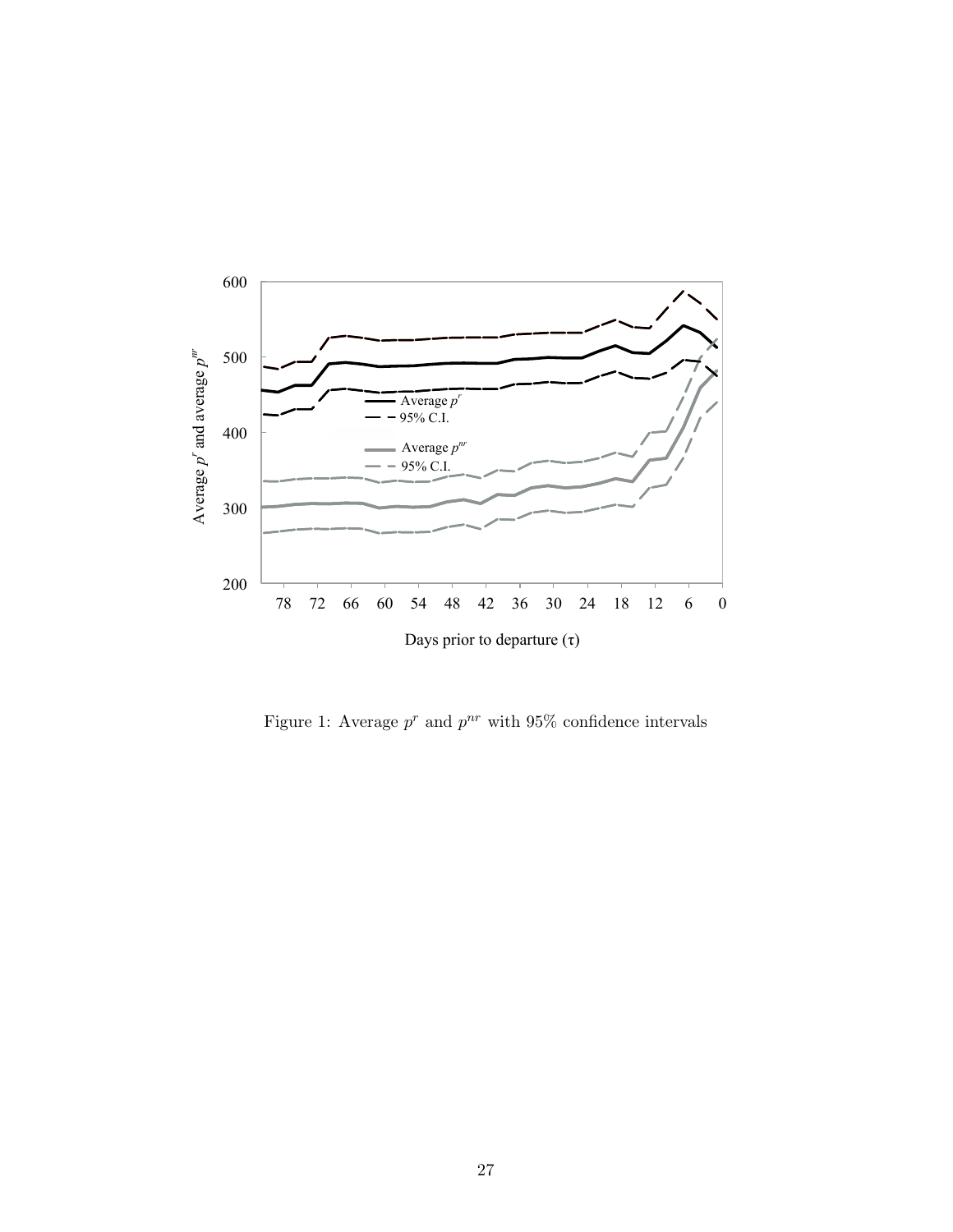Figure 1: Average $p^r$ and $p^{nr}$ with 95% confidence intervals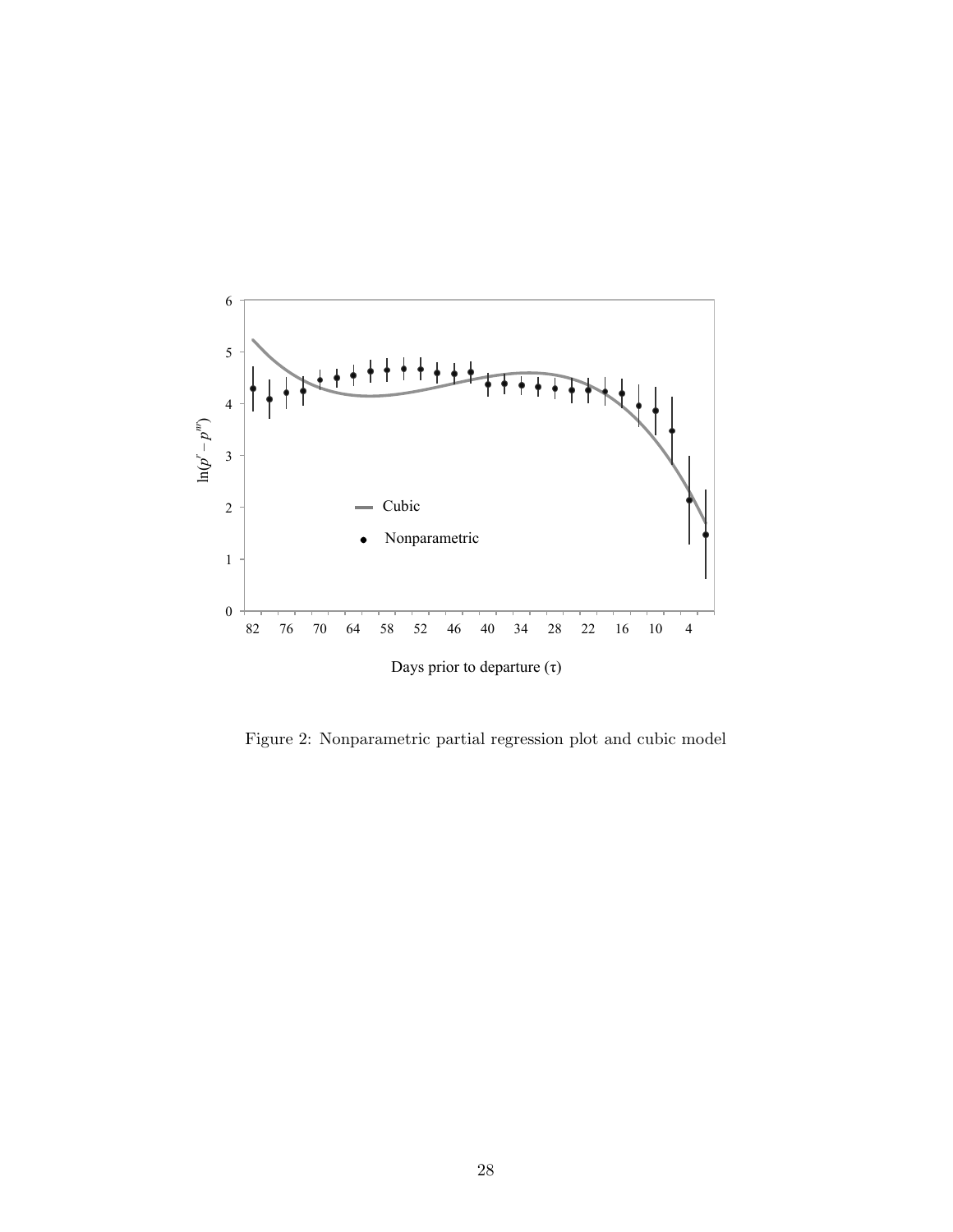6

5

4

3

2

1

0

$\ln(p^r - p^m)$

Cubic

Nonparametric

82 76 70 64 58 52 46 40 34 28 22 16 10 4

Days prior to departure ($\tau$)

Figure 2: Nonparametric partial regression plot and cubic model